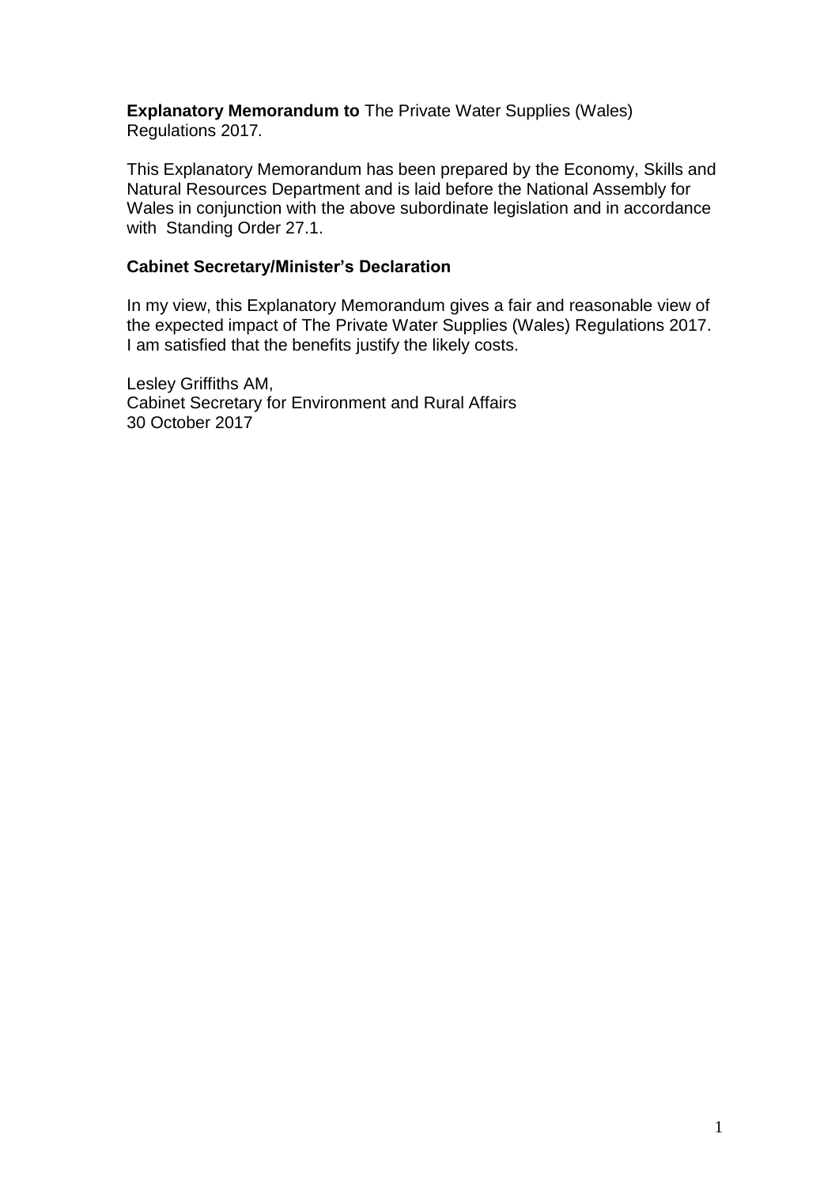**Explanatory Memorandum to** The Private Water Supplies (Wales) Regulations 2017.

This Explanatory Memorandum has been prepared by the Economy, Skills and Natural Resources Department and is laid before the National Assembly for Wales in conjunction with the above subordinate legislation and in accordance with Standing Order 27.1.

**Cabinet Secretary/Minister's Declaration**

In my view, this Explanatory Memorandum gives a fair and reasonable view of the expected impact of The Private Water Supplies (Wales) Regulations 2017. I am satisfied that the benefits justify the likely costs.

Lesley Griffiths AM,
Cabinet Secretary for Environment and Rural Affairs
30 October 2017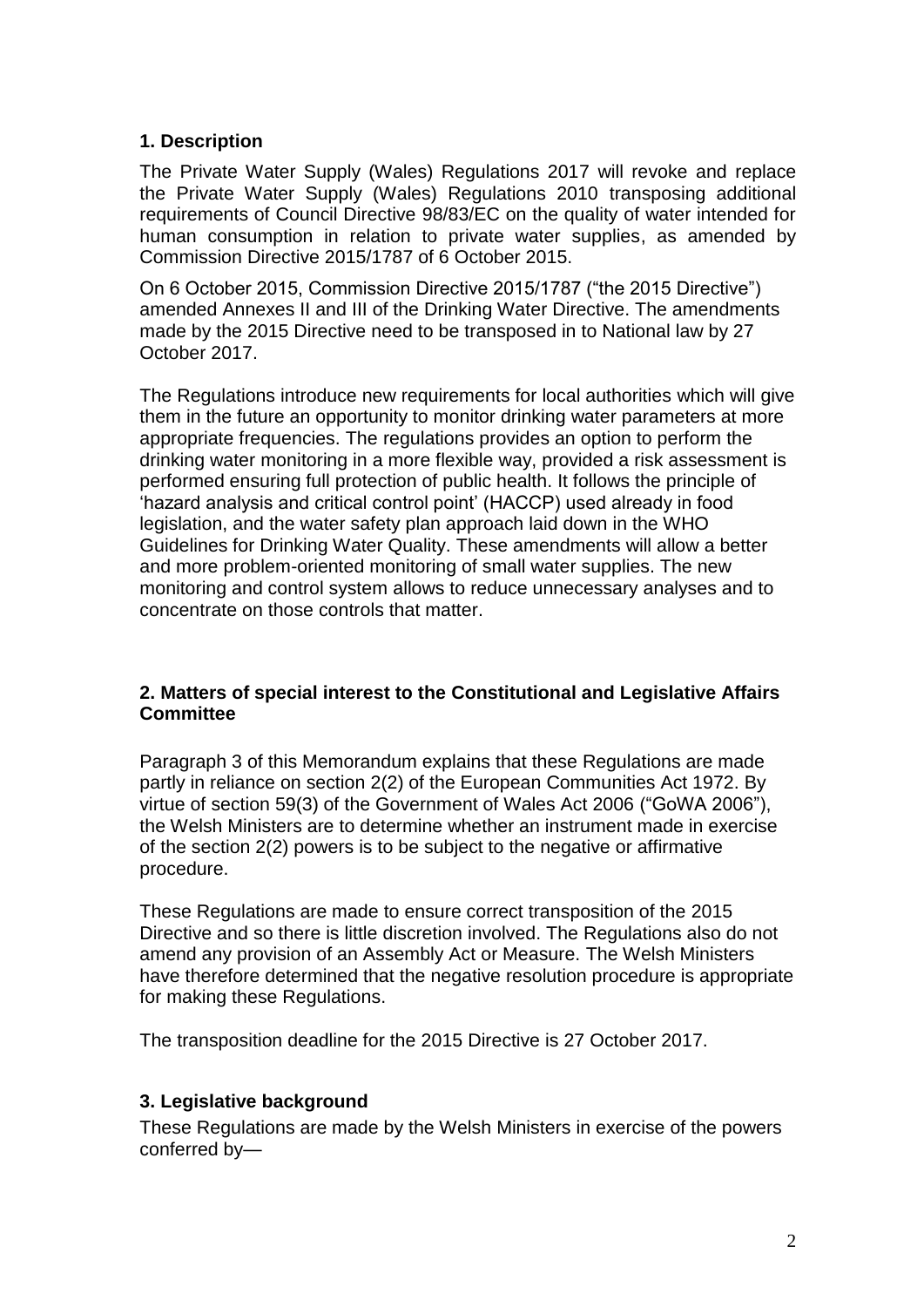## 1. Description

The Private Water Supply (Wales) Regulations 2017 will revoke and replace the Private Water Supply (Wales) Regulations 2010 transposing additional requirements of Council Directive 98/83/EC on the quality of water intended for human consumption in relation to private water supplies, as amended by Commission Directive 2015/1787 of 6 October 2015.

On 6 October 2015, Commission Directive 2015/1787 ("the 2015 Directive") amended Annexes II and III of the Drinking Water Directive. The amendments made by the 2015 Directive need to be transposed in to National law by 27 October 2017.

The Regulations introduce new requirements for local authorities which will give them in the future an opportunity to monitor drinking water parameters at more appropriate frequencies. The regulations provides an option to perform the drinking water monitoring in a more flexible way, provided a risk assessment is performed ensuring full protection of public health. It follows the principle of 'hazard analysis and critical control point' (HACCP) used already in food legislation, and the water safety plan approach laid down in the WHO Guidelines for Drinking Water Quality. These amendments will allow a better and more problem-oriented monitoring of small water supplies. The new monitoring and control system allows to reduce unnecessary analyses and to concentrate on those controls that matter.

## 2. Matters of special interest to the Constitutional and Legislative Affairs Committee

Paragraph 3 of this Memorandum explains that these Regulations are made partly in reliance on section 2(2) of the European Communities Act 1972. By virtue of section 59(3) of the Government of Wales Act 2006 ("GoWA 2006"), the Welsh Ministers are to determine whether an instrument made in exercise of the section 2(2) powers is to be subject to the negative or affirmative procedure.

These Regulations are made to ensure correct transposition of the 2015 Directive and so there is little discretion involved. The Regulations also do not amend any provision of an Assembly Act or Measure. The Welsh Ministers have therefore determined that the negative resolution procedure is appropriate for making these Regulations.

The transposition deadline for the 2015 Directive is 27 October 2017.

## 3. Legislative background

These Regulations are made by the Welsh Ministers in exercise of the powers conferred by—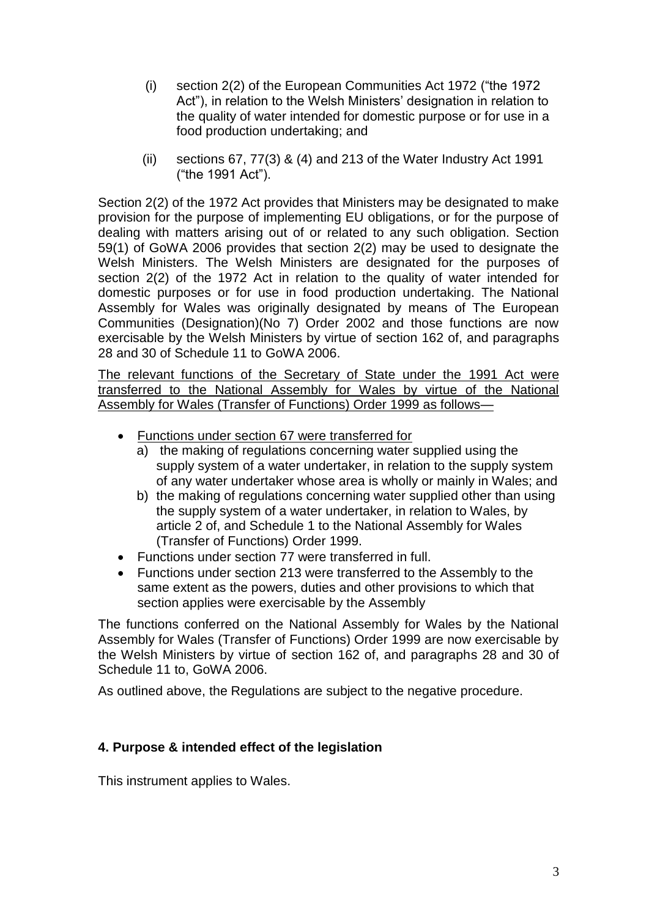(i) section 2(2) of the European Communities Act 1972 ("the 1972 Act"), in relation to the Welsh Ministers' designation in relation to the quality of water intended for domestic purpose or for use in a food production undertaking; and

(ii) sections 67, 77(3) & (4) and 213 of the Water Industry Act 1991 ("the 1991 Act").

Section 2(2) of the 1972 Act provides that Ministers may be designated to make provision for the purpose of implementing EU obligations, or for the purpose of dealing with matters arising out of or related to any such obligation. Section 59(1) of GoWA 2006 provides that section 2(2) may be used to designate the Welsh Ministers. The Welsh Ministers are designated for the purposes of section 2(2) of the 1972 Act in relation to the quality of water intended for domestic purposes or for use in food production undertaking. The National Assembly for Wales was originally designated by means of The European Communities (Designation)(No 7) Order 2002 and those functions are now exercisable by the Welsh Ministers by virtue of section 162 of, and paragraphs 28 and 30 of Schedule 11 to GoWA 2006.

<u>The relevant functions of the Secretary of State under the 1991 Act were transferred to the National Assembly for Wales by virtue of the National Assembly for Wales (Transfer of Functions) Order 1999 as follows—</u>

- <u>Functions under section 67 were transferred for</u>
  a) the making of regulations concerning water supplied using the supply system of a water undertaker, in relation to the supply system of any water undertaker whose area is wholly or mainly in Wales; and
  b) the making of regulations concerning water supplied other than using the supply system of a water undertaker, in relation to Wales, by article 2 of, and Schedule 1 to the National Assembly for Wales (Transfer of Functions) Order 1999.
- Functions under section 77 were transferred in full.
- Functions under section 213 were transferred to the Assembly to the same extent as the powers, duties and other provisions to which that section applies were exercisable by the Assembly

The functions conferred on the National Assembly for Wales by the National Assembly for Wales (Transfer of Functions) Order 1999 are now exercisable by the Welsh Ministers by virtue of section 162 of, and paragraphs 28 and 30 of Schedule 11 to, GoWA 2006.

As outlined above, the Regulations are subject to the negative procedure.

## 4. Purpose & intended effect of the legislation

This instrument applies to Wales.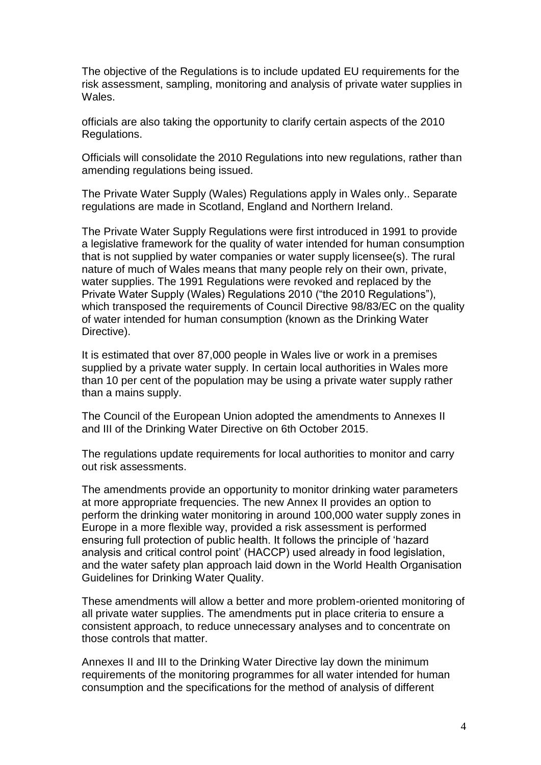The objective of the Regulations is to include updated EU requirements for the risk assessment, sampling, monitoring and analysis of private water supplies in Wales.

officials are also taking the opportunity to clarify certain aspects of the 2010 Regulations.

Officials will consolidate the 2010 Regulations into new regulations, rather than amending regulations being issued.

The Private Water Supply (Wales) Regulations apply in Wales only.. Separate regulations are made in Scotland, England and Northern Ireland.

The Private Water Supply Regulations were first introduced in 1991 to provide a legislative framework for the quality of water intended for human consumption that is not supplied by water companies or water supply licensee(s). The rural nature of much of Wales means that many people rely on their own, private, water supplies. The 1991 Regulations were revoked and replaced by the Private Water Supply (Wales) Regulations 2010 ("the 2010 Regulations"), which transposed the requirements of Council Directive 98/83/EC on the quality of water intended for human consumption (known as the Drinking Water Directive).

It is estimated that over 87,000 people in Wales live or work in a premises supplied by a private water supply. In certain local authorities in Wales more than 10 per cent of the population may be using a private water supply rather than a mains supply.

The Council of the European Union adopted the amendments to Annexes II and III of the Drinking Water Directive on 6th October 2015.

The regulations update requirements for local authorities to monitor and carry out risk assessments.

The amendments provide an opportunity to monitor drinking water parameters at more appropriate frequencies. The new Annex II provides an option to perform the drinking water monitoring in around 100,000 water supply zones in Europe in a more flexible way, provided a risk assessment is performed ensuring full protection of public health. It follows the principle of 'hazard analysis and critical control point' (HACCP) used already in food legislation, and the water safety plan approach laid down in the World Health Organisation Guidelines for Drinking Water Quality.

These amendments will allow a better and more problem-oriented monitoring of all private water supplies. The amendments put in place criteria to ensure a consistent approach, to reduce unnecessary analyses and to concentrate on those controls that matter.

Annexes II and III to the Drinking Water Directive lay down the minimum requirements of the monitoring programmes for all water intended for human consumption and the specifications for the method of analysis of different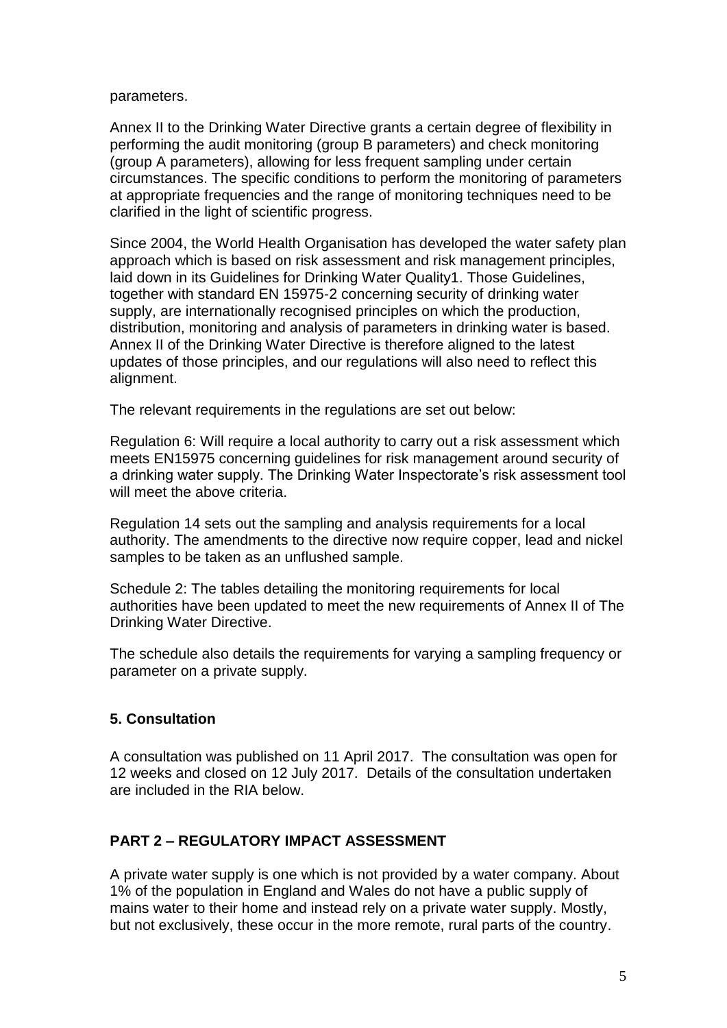parameters.

Annex II to the Drinking Water Directive grants a certain degree of flexibility in performing the audit monitoring (group B parameters) and check monitoring (group A parameters), allowing for less frequent sampling under certain circumstances. The specific conditions to perform the monitoring of parameters at appropriate frequencies and the range of monitoring techniques need to be clarified in the light of scientific progress.

Since 2004, the World Health Organisation has developed the water safety plan approach which is based on risk assessment and risk management principles, laid down in its Guidelines for Drinking Water Quality[1]. Those Guidelines, together with standard EN 15975-2 concerning security of drinking water supply, are internationally recognised principles on which the production, distribution, monitoring and analysis of parameters in drinking water is based. Annex II of the Drinking Water Directive is therefore aligned to the latest updates of those principles, and our regulations will also need to reflect this alignment.

The relevant requirements in the regulations are set out below:

Regulation 6: Will require a local authority to carry out a risk assessment which meets EN15975 concerning guidelines for risk management around security of a drinking water supply. The Drinking Water Inspectorate's risk assessment tool will meet the above criteria.

Regulation 14 sets out the sampling and analysis requirements for a local authority. The amendments to the directive now require copper, lead and nickel samples to be taken as an unflushed sample.

Schedule 2: The tables detailing the monitoring requirements for local authorities have been updated to meet the new requirements of Annex II of The Drinking Water Directive.

The schedule also details the requirements for varying a sampling frequency or parameter on a private supply.

## 5. Consultation

A consultation was published on 11 April 2017. The consultation was open for 12 weeks and closed on 12 July 2017. Details of the consultation undertaken are included in the RIA below.

## PART 2 – REGULATORY IMPACT ASSESSMENT

A private water supply is one which is not provided by a water company. About 1% of the population in England and Wales do not have a public supply of mains water to their home and instead rely on a private water supply. Mostly, but not exclusively, these occur in the more remote, rural parts of the country.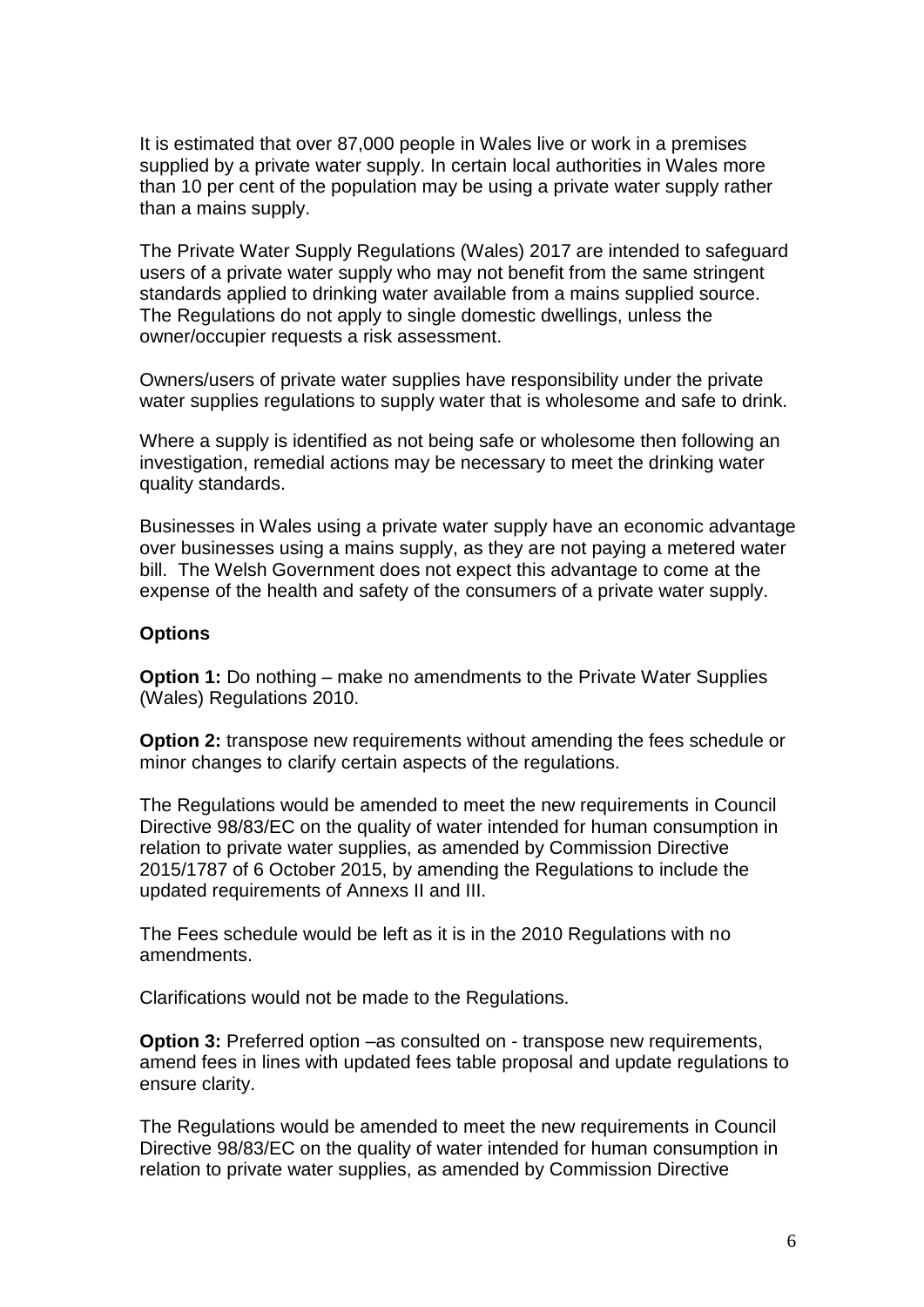It is estimated that over 87,000 people in Wales live or work in a premises supplied by a private water supply. In certain local authorities in Wales more than 10 per cent of the population may be using a private water supply rather than a mains supply.

The Private Water Supply Regulations (Wales) 2017 are intended to safeguard users of a private water supply who may not benefit from the same stringent standards applied to drinking water available from a mains supplied source. The Regulations do not apply to single domestic dwellings, unless the owner/occupier requests a risk assessment.

Owners/users of private water supplies have responsibility under the private water supplies regulations to supply water that is wholesome and safe to drink.

Where a supply is identified as not being safe or wholesome then following an investigation, remedial actions may be necessary to meet the drinking water quality standards.

Businesses in Wales using a private water supply have an economic advantage over businesses using a mains supply, as they are not paying a metered water bill. The Welsh Government does not expect this advantage to come at the expense of the health and safety of the consumers of a private water supply.

### Options

**Option 1:** Do nothing – make no amendments to the Private Water Supplies (Wales) Regulations 2010.

**Option 2:** transpose new requirements without amending the fees schedule or minor changes to clarify certain aspects of the regulations.

The Regulations would be amended to meet the new requirements in Council Directive 98/83/EC on the quality of water intended for human consumption in relation to private water supplies, as amended by Commission Directive 2015/1787 of 6 October 2015, by amending the Regulations to include the updated requirements of Annexs II and III.

The Fees schedule would be left as it is in the 2010 Regulations with no amendments.

Clarifications would not be made to the Regulations.

**Option 3:** Preferred option –as consulted on - transpose new requirements, amend fees in lines with updated fees table proposal and update regulations to ensure clarity.

The Regulations would be amended to meet the new requirements in Council Directive 98/83/EC on the quality of water intended for human consumption in relation to private water supplies, as amended by Commission Directive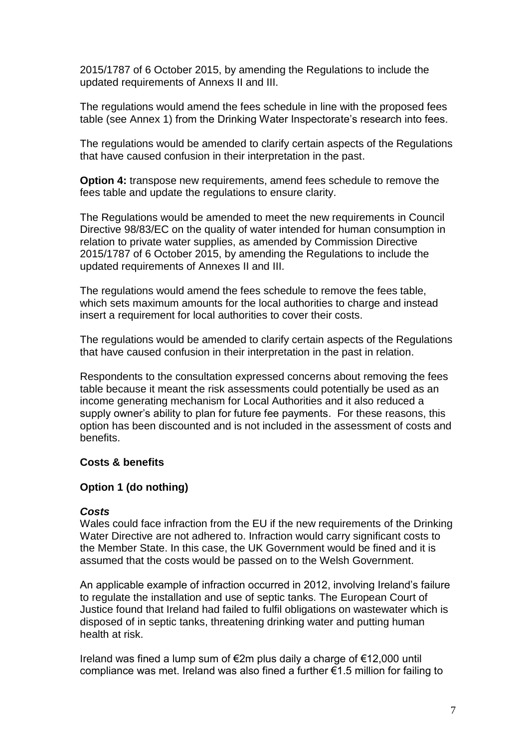2015/1787 of 6 October 2015, by amending the Regulations to include the updated requirements of Annexs II and III.

The regulations would amend the fees schedule in line with the proposed fees table (see Annex 1) from the Drinking Water Inspectorate's research into fees.

The regulations would be amended to clarify certain aspects of the Regulations that have caused confusion in their interpretation in the past.

**Option 4:** transpose new requirements, amend fees schedule to remove the fees table and update the regulations to ensure clarity.

The Regulations would be amended to meet the new requirements in Council Directive 98/83/EC on the quality of water intended for human consumption in relation to private water supplies, as amended by Commission Directive 2015/1787 of 6 October 2015, by amending the Regulations to include the updated requirements of Annexes II and III.

The regulations would amend the fees schedule to remove the fees table, which sets maximum amounts for the local authorities to charge and instead insert a requirement for local authorities to cover their costs.

The regulations would be amended to clarify certain aspects of the Regulations that have caused confusion in their interpretation in the past in relation.

Respondents to the consultation expressed concerns about removing the fees table because it meant the risk assessments could potentially be used as an income generating mechanism for Local Authorities and it also reduced a supply owner's ability to plan for future fee payments. For these reasons, this option has been discounted and is not included in the assessment of costs and benefits.

**Costs & benefits**

**Option 1 (do nothing)**

***Costs***

Wales could face infraction from the EU if the new requirements of the Drinking Water Directive are not adhered to. Infraction would carry significant costs to the Member State. In this case, the UK Government would be fined and it is assumed that the costs would be passed on to the Welsh Government.

An applicable example of infraction occurred in 2012, involving Ireland's failure to regulate the installation and use of septic tanks. The European Court of Justice found that Ireland had failed to fulfil obligations on wastewater which is disposed of in septic tanks, threatening drinking water and putting human health at risk.

Ireland was fined a lump sum of €2m plus daily a charge of €12,000 until compliance was met. Ireland was also fined a further €1.5 million for failing to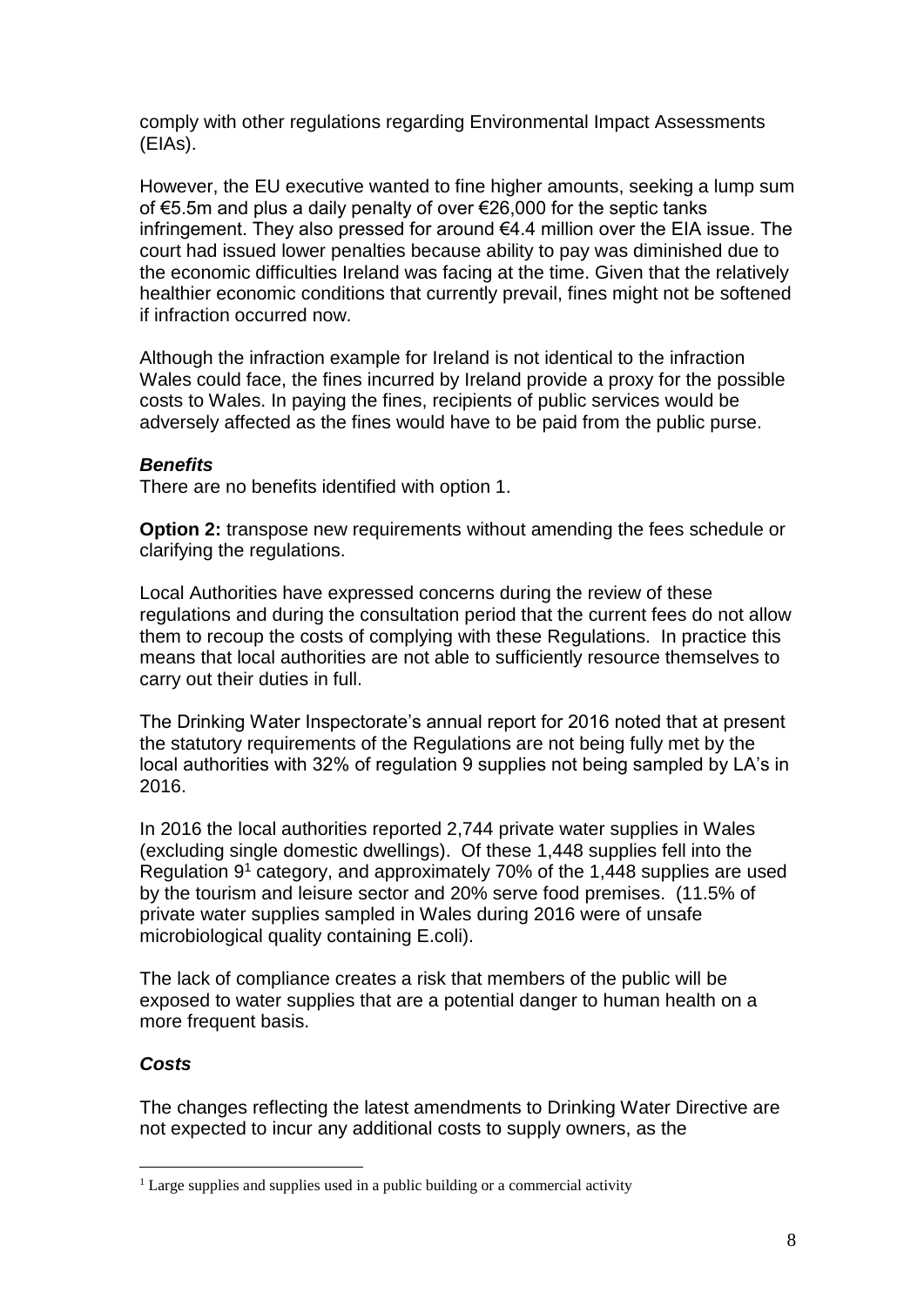comply with other regulations regarding Environmental Impact Assessments (EIAs).

However, the EU executive wanted to fine higher amounts, seeking a lump sum of €5.5m and plus a daily penalty of over €26,000 for the septic tanks infringement. They also pressed for around €4.4 million over the EIA issue. The court had issued lower penalties because ability to pay was diminished due to the economic difficulties Ireland was facing at the time. Given that the relatively healthier economic conditions that currently prevail, fines might not be softened if infraction occurred now.

Although the infraction example for Ireland is not identical to the infraction Wales could face, the fines incurred by Ireland provide a proxy for the possible costs to Wales. In paying the fines, recipients of public services would be adversely affected as the fines would have to be paid from the public purse.

***Benefits***

There are no benefits identified with option 1.

**Option 2:** transpose new requirements without amending the fees schedule or clarifying the regulations.

Local Authorities have expressed concerns during the review of these regulations and during the consultation period that the current fees do not allow them to recoup the costs of complying with these Regulations. In practice this means that local authorities are not able to sufficiently resource themselves to carry out their duties in full.

The Drinking Water Inspectorate's annual report for 2016 noted that at present the statutory requirements of the Regulations are not being fully met by the local authorities with 32% of regulation 9 supplies not being sampled by LA's in 2016.

In 2016 the local authorities reported 2,744 private water supplies in Wales (excluding single domestic dwellings). Of these 1,448 supplies fell into the Regulation 9[1] category, and approximately 70% of the 1,448 supplies are used by the tourism and leisure sector and 20% serve food premises. (11.5% of private water supplies sampled in Wales during 2016 were of unsafe microbiological quality containing E.coli).

The lack of compliance creates a risk that members of the public will be exposed to water supplies that are a potential danger to human health on a more frequent basis.

***Costs***

The changes reflecting the latest amendments to Drinking Water Directive are not expected to incur any additional costs to supply owners, as the

[1] Large supplies and supplies used in a public building or a commercial activity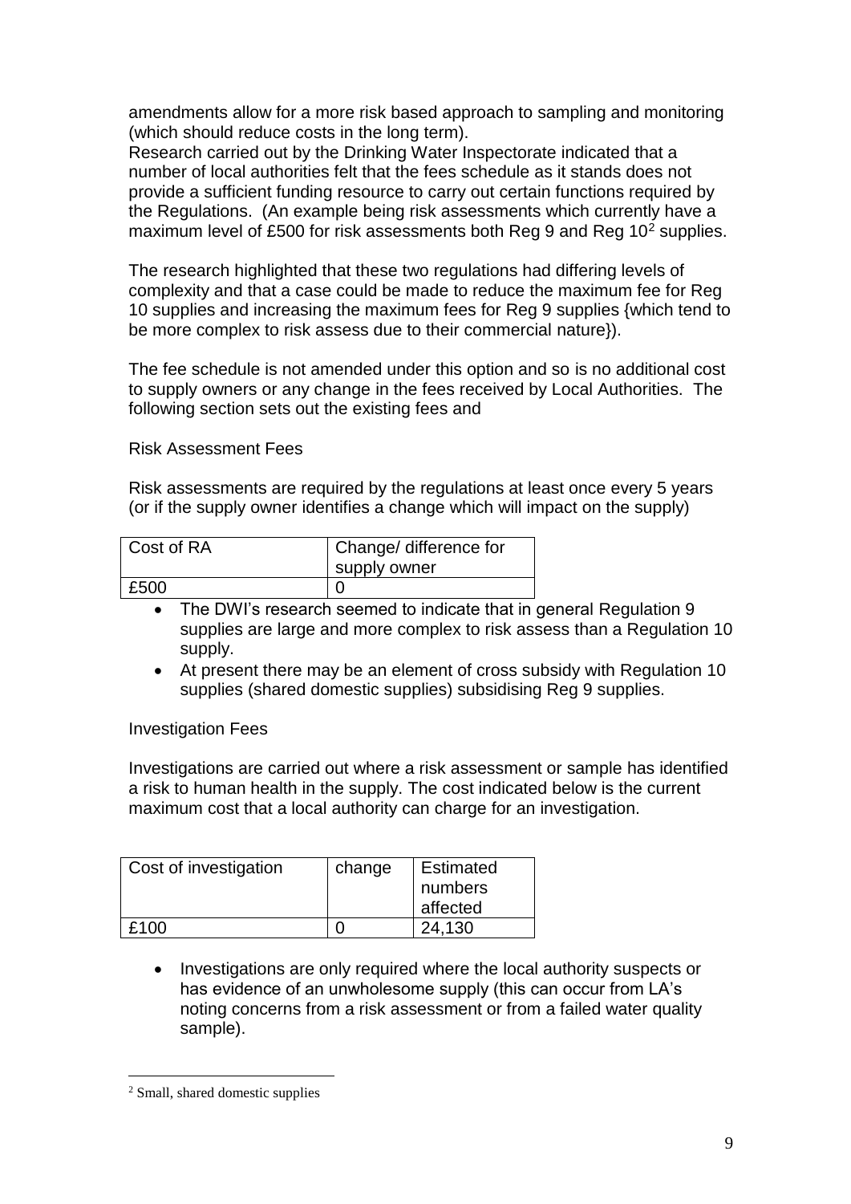amendments allow for a more risk based approach to sampling and monitoring (which should reduce costs in the long term).

Research carried out by the Drinking Water Inspectorate indicated that a number of local authorities felt that the fees schedule as it stands does not provide a sufficient funding resource to carry out certain functions required by the Regulations. (An example being risk assessments which currently have a maximum level of £500 for risk assessments both Reg 9 and Reg 10[2] supplies.

The research highlighted that these two regulations had differing levels of complexity and that a case could be made to reduce the maximum fee for Reg 10 supplies and increasing the maximum fees for Reg 9 supplies {which tend to be more complex to risk assess due to their commercial nature}).

The fee schedule is not amended under this option and so is no additional cost to supply owners or any change in the fees received by Local Authorities. The following section sets out the existing fees and

Risk Assessment Fees

Risk assessments are required by the regulations at least once every 5 years (or if the supply owner identifies a change which will impact on the supply)

| Cost of RA | Change/ difference for supply owner |
|---|---|
| £500 | 0 |

- The DWI's research seemed to indicate that in general Regulation 9 supplies are large and more complex to risk assess than a Regulation 10 supply.
- At present there may be an element of cross subsidy with Regulation 10 supplies (shared domestic supplies) subsidising Reg 9 supplies.

Investigation Fees

Investigations are carried out where a risk assessment or sample has identified a risk to human health in the supply. The cost indicated below is the current maximum cost that a local authority can charge for an investigation.

| Cost of investigation | change | Estimated numbers affected |
|---|---|---|
| £100 | 0 | 24,130 |

- Investigations are only required where the local authority suspects or has evidence of an unwholesome supply (this can occur from LA's noting concerns from a risk assessment or from a failed water quality sample).

[2] Small, shared domestic supplies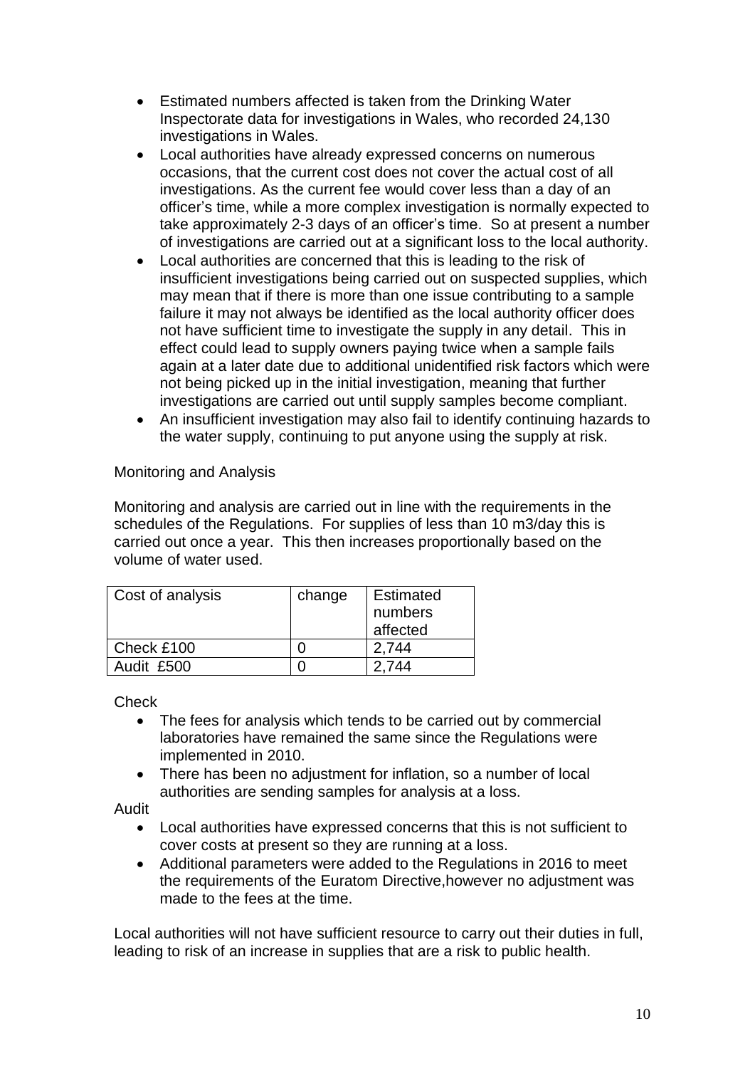- Estimated numbers affected is taken from the Drinking Water Inspectorate data for investigations in Wales, who recorded 24,130 investigations in Wales.
- Local authorities have already expressed concerns on numerous occasions, that the current cost does not cover the actual cost of all investigations. As the current fee would cover less than a day of an officer's time, while a more complex investigation is normally expected to take approximately 2-3 days of an officer's time. So at present a number of investigations are carried out at a significant loss to the local authority.
- Local authorities are concerned that this is leading to the risk of insufficient investigations being carried out on suspected supplies, which may mean that if there is more than one issue contributing to a sample failure it may not always be identified as the local authority officer does not have sufficient time to investigate the supply in any detail. This in effect could lead to supply owners paying twice when a sample fails again at a later date due to additional unidentified risk factors which were not being picked up in the initial investigation, meaning that further investigations are carried out until supply samples become compliant.
- An insufficient investigation may also fail to identify continuing hazards to the water supply, continuing to put anyone using the supply at risk.

Monitoring and Analysis

Monitoring and analysis are carried out in line with the requirements in the schedules of the Regulations. For supplies of less than 10 m3/day this is carried out once a year. This then increases proportionally based on the volume of water used.

| Cost of analysis | change | Estimated numbers affected |
|---|---|---|
| Check £100 | 0 | 2,744 |
| Audit £500 | 0 | 2,744 |

Check

- The fees for analysis which tends to be carried out by commercial laboratories have remained the same since the Regulations were implemented in 2010.
- There has been no adjustment for inflation, so a number of local authorities are sending samples for analysis at a loss.

Audit

- Local authorities have expressed concerns that this is not sufficient to cover costs at present so they are running at a loss.
- Additional parameters were added to the Regulations in 2016 to meet the requirements of the Euratom Directive,however no adjustment was made to the fees at the time.

Local authorities will not have sufficient resource to carry out their duties in full, leading to risk of an increase in supplies that are a risk to public health.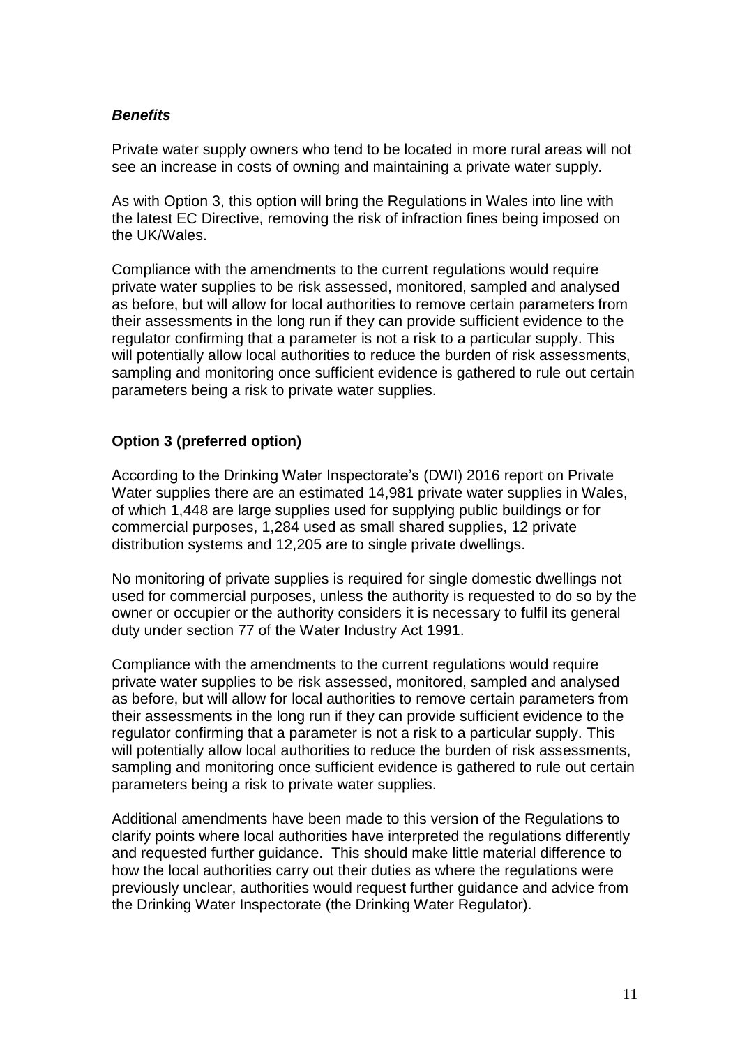***Benefits***

Private water supply owners who tend to be located in more rural areas will not see an increase in costs of owning and maintaining a private water supply.

As with Option 3, this option will bring the Regulations in Wales into line with the latest EC Directive, removing the risk of infraction fines being imposed on the UK/Wales.

Compliance with the amendments to the current regulations would require private water supplies to be risk assessed, monitored, sampled and analysed as before, but will allow for local authorities to remove certain parameters from their assessments in the long run if they can provide sufficient evidence to the regulator confirming that a parameter is not a risk to a particular supply. This will potentially allow local authorities to reduce the burden of risk assessments, sampling and monitoring once sufficient evidence is gathered to rule out certain parameters being a risk to private water supplies.

**Option 3 (preferred option)**

According to the Drinking Water Inspectorate's (DWI) 2016 report on Private Water supplies there are an estimated 14,981 private water supplies in Wales, of which 1,448 are large supplies used for supplying public buildings or for commercial purposes, 1,284 used as small shared supplies, 12 private distribution systems and 12,205 are to single private dwellings.

No monitoring of private supplies is required for single domestic dwellings not used for commercial purposes, unless the authority is requested to do so by the owner or occupier or the authority considers it is necessary to fulfil its general duty under section 77 of the Water Industry Act 1991.

Compliance with the amendments to the current regulations would require private water supplies to be risk assessed, monitored, sampled and analysed as before, but will allow for local authorities to remove certain parameters from their assessments in the long run if they can provide sufficient evidence to the regulator confirming that a parameter is not a risk to a particular supply. This will potentially allow local authorities to reduce the burden of risk assessments, sampling and monitoring once sufficient evidence is gathered to rule out certain parameters being a risk to private water supplies.

Additional amendments have been made to this version of the Regulations to clarify points where local authorities have interpreted the regulations differently and requested further guidance. This should make little material difference to how the local authorities carry out their duties as where the regulations were previously unclear, authorities would request further guidance and advice from the Drinking Water Inspectorate (the Drinking Water Regulator).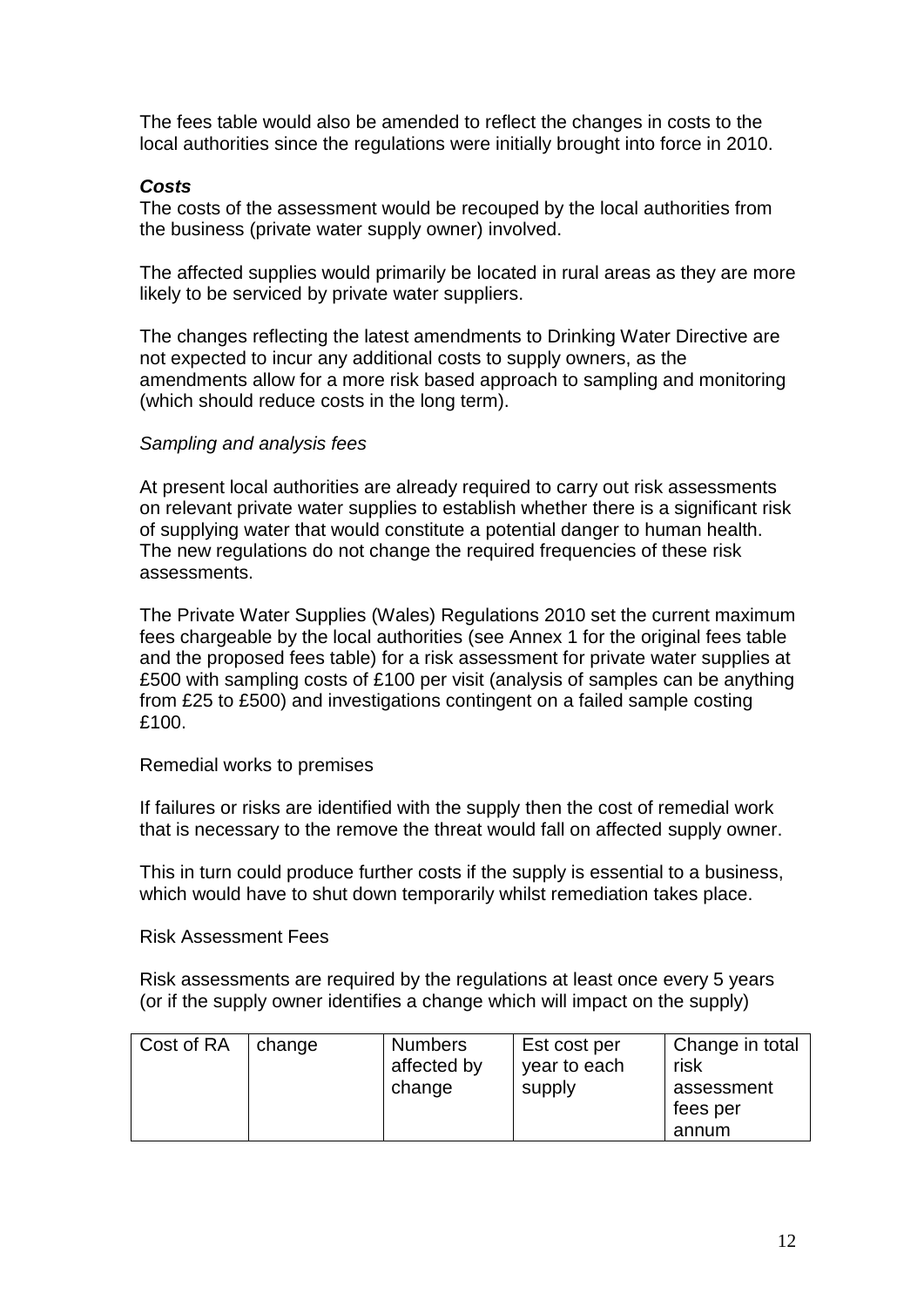The fees table would also be amended to reflect the changes in costs to the local authorities since the regulations were initially brought into force in 2010.

***Costs***

The costs of the assessment would be recouped by the local authorities from the business (private water supply owner) involved.

The affected supplies would primarily be located in rural areas as they are more likely to be serviced by private water suppliers.

The changes reflecting the latest amendments to Drinking Water Directive are not expected to incur any additional costs to supply owners, as the amendments allow for a more risk based approach to sampling and monitoring (which should reduce costs in the long term).

*Sampling and analysis fees*

At present local authorities are already required to carry out risk assessments on relevant private water supplies to establish whether there is a significant risk of supplying water that would constitute a potential danger to human health. The new regulations do not change the required frequencies of these risk assessments.

The Private Water Supplies (Wales) Regulations 2010 set the current maximum fees chargeable by the local authorities (see Annex 1 for the original fees table and the proposed fees table) for a risk assessment for private water supplies at £500 with sampling costs of £100 per visit (analysis of samples can be anything from £25 to £500) and investigations contingent on a failed sample costing £100.

Remedial works to premises

If failures or risks are identified with the supply then the cost of remedial work that is necessary to the remove the threat would fall on affected supply owner.

This in turn could produce further costs if the supply is essential to a business, which would have to shut down temporarily whilst remediation takes place.

Risk Assessment Fees

Risk assessments are required by the regulations at least once every 5 years (or if the supply owner identifies a change which will impact on the supply)

| Cost of RA | change | Numbers affected by change | Est cost per year to each supply | Change in total risk assessment fees per annum |
|---|---|---|---|---|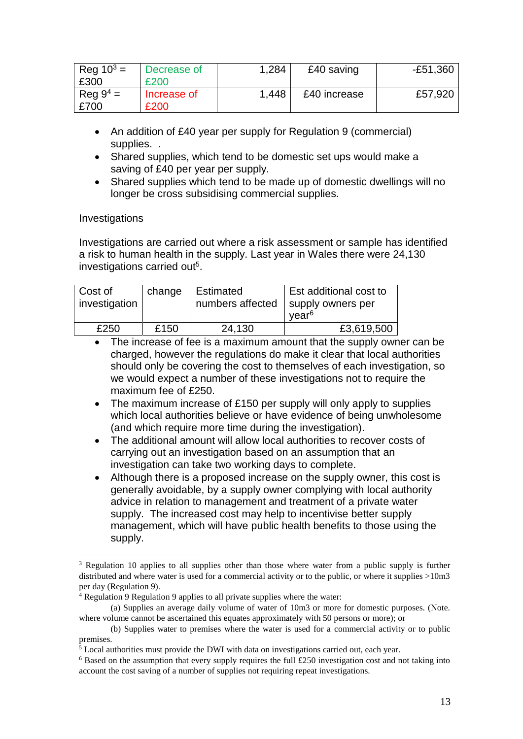| Reg 10[3] = £300 | Decrease of £200 | 1,284 | £40 saving | -£51,360 |
|---|---|---|---|---|
| Reg 9[4] = £700 | Increase of £200 | 1,448 | £40 increase | £57,920 |

- An addition of £40 year per supply for Regulation 9 (commercial) supplies. .
- Shared supplies, which tend to be domestic set ups would make a saving of £40 per year per supply.
- Shared supplies which tend to be made up of domestic dwellings will no longer be cross subsidising commercial supplies.

Investigations

Investigations are carried out where a risk assessment or sample has identified a risk to human health in the supply. Last year in Wales there were 24,130 investigations carried out[5].

| Cost of investigation | change | Estimated numbers affected | Est additional cost to supply owners per year[6] |
|---|---|---|---|
| £250 | £150 | 24,130 | £3,619,500 |

- The increase of fee is a maximum amount that the supply owner can be charged, however the regulations do make it clear that local authorities should only be covering the cost to themselves of each investigation, so we would expect a number of these investigations not to require the maximum fee of £250.
- The maximum increase of £150 per supply will only apply to supplies which local authorities believe or have evidence of being unwholesome (and which require more time during the investigation).
- The additional amount will allow local authorities to recover costs of carrying out an investigation based on an assumption that an investigation can take two working days to complete.
- Although there is a proposed increase on the supply owner, this cost is generally avoidable, by a supply owner complying with local authority advice in relation to management and treatment of a private water supply. The increased cost may help to incentivise better supply management, which will have public health benefits to those using the supply.

---

[3] Regulation 10 applies to all supplies other than those where water from a public supply is further distributed and where water is used for a commercial activity or to the public, or where it supplies >10m3 per day (Regulation 9).

[4] Regulation 9 Regulation 9 applies to all private supplies where the water:

(a) Supplies an average daily volume of water of 10m3 or more for domestic purposes. (Note. where volume cannot be ascertained this equates approximately with 50 persons or more); or

(b) Supplies water to premises where the water is used for a commercial activity or to public premises.

[5] Local authorities must provide the DWI with data on investigations carried out, each year.

[6] Based on the assumption that every supply requires the full £250 investigation cost and not taking into account the cost saving of a number of supplies not requiring repeat investigations.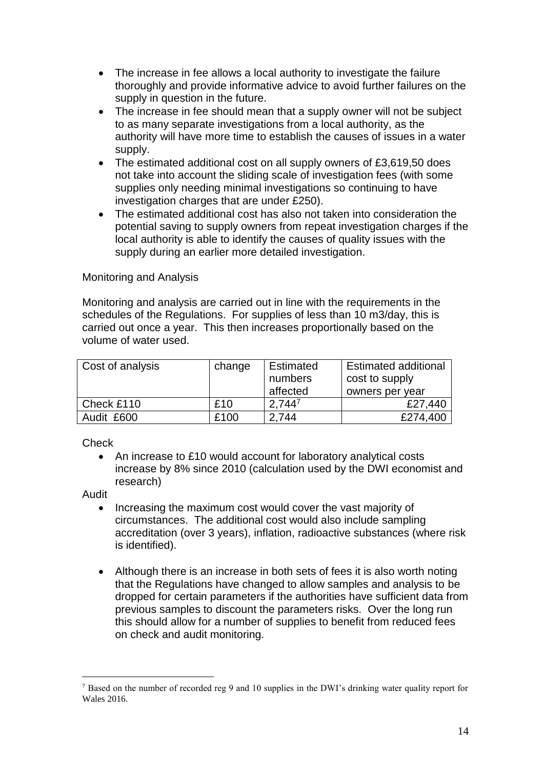- The increase in fee allows a local authority to investigate the failure thoroughly and provide informative advice to avoid further failures on the supply in question in the future.
- The increase in fee should mean that a supply owner will not be subject to as many separate investigations from a local authority, as the authority will have more time to establish the causes of issues in a water supply.
- The estimated additional cost on all supply owners of £3,619,50 does not take into account the sliding scale of investigation fees (with some supplies only needing minimal investigations so continuing to have investigation charges that are under £250).
- The estimated additional cost has also not taken into consideration the potential saving to supply owners from repeat investigation charges if the local authority is able to identify the causes of quality issues with the supply during an earlier more detailed investigation.

Monitoring and Analysis

Monitoring and analysis are carried out in line with the requirements in the schedules of the Regulations. For supplies of less than 10 m3/day, this is carried out once a year. This then increases proportionally based on the volume of water used.

| Cost of analysis | change | Estimated numbers affected | Estimated additional cost to supply owners per year |
| --- | --- | --- | --- |
| Check £110 | £10 | 2,744[7] | £27,440 |
| Audit £600 | £100 | 2,744 | £274,400 |

Check

- An increase to £10 would account for laboratory analytical costs increase by 8% since 2010 (calculation used by the DWI economist and research)

Audit

- Increasing the maximum cost would cover the vast majority of circumstances. The additional cost would also include sampling accreditation (over 3 years), inflation, radioactive substances (where risk is identified).

- Although there is an increase in both sets of fees it is also worth noting that the Regulations have changed to allow samples and analysis to be dropped for certain parameters if the authorities have sufficient data from previous samples to discount the parameters risks. Over the long run this should allow for a number of supplies to benefit from reduced fees on check and audit monitoring.

[7] Based on the number of recorded reg 9 and 10 supplies in the DWI's drinking water quality report for Wales 2016.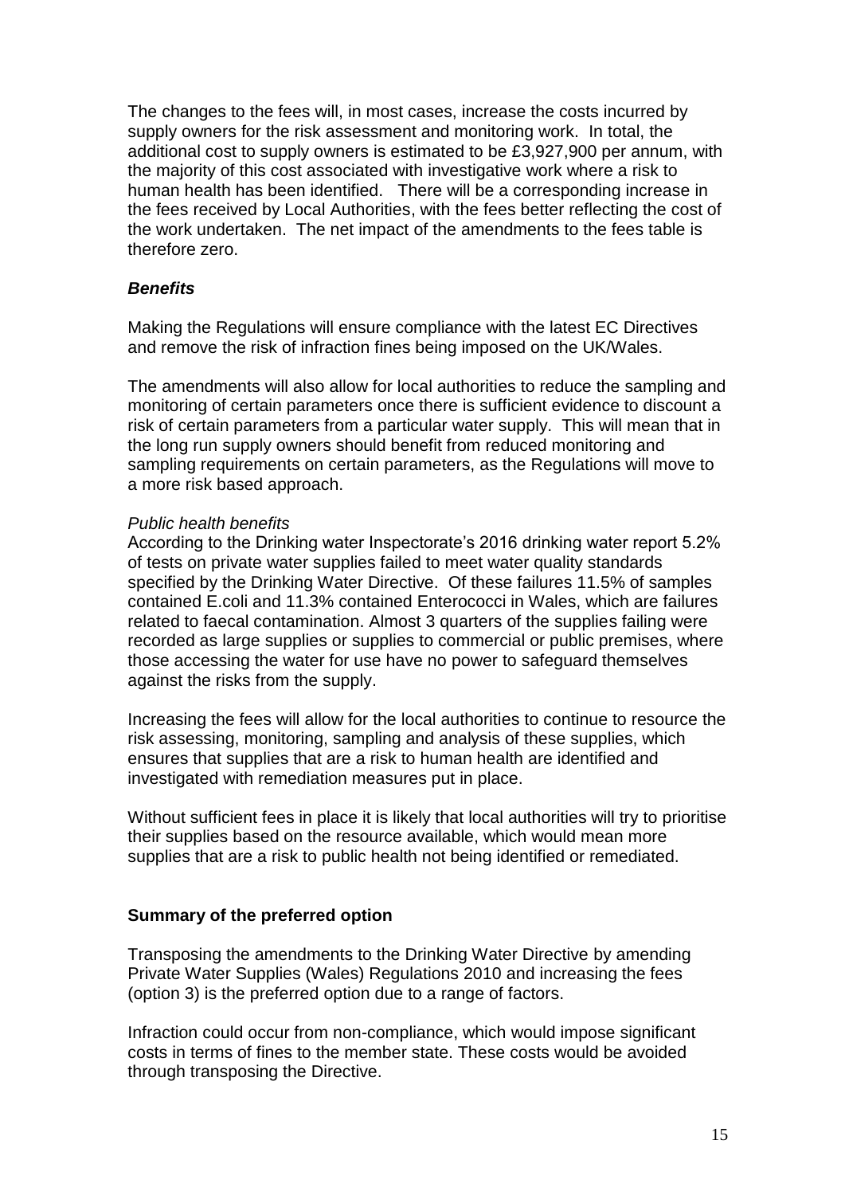The changes to the fees will, in most cases, increase the costs incurred by supply owners for the risk assessment and monitoring work. In total, the additional cost to supply owners is estimated to be £3,927,900 per annum, with the majority of this cost associated with investigative work where a risk to human health has been identified. There will be a corresponding increase in the fees received by Local Authorities, with the fees better reflecting the cost of the work undertaken. The net impact of the amendments to the fees table is therefore zero.

### ***Benefits***

Making the Regulations will ensure compliance with the latest EC Directives and remove the risk of infraction fines being imposed on the UK/Wales.

The amendments will also allow for local authorities to reduce the sampling and monitoring of certain parameters once there is sufficient evidence to discount a risk of certain parameters from a particular water supply. This will mean that in the long run supply owners should benefit from reduced monitoring and sampling requirements on certain parameters, as the Regulations will move to a more risk based approach.

*Public health benefits*

According to the Drinking water Inspectorate's 2016 drinking water report 5.2% of tests on private water supplies failed to meet water quality standards specified by the Drinking Water Directive. Of these failures 11.5% of samples contained E.coli and 11.3% contained Enterococci in Wales, which are failures related to faecal contamination. Almost 3 quarters of the supplies failing were recorded as large supplies or supplies to commercial or public premises, where those accessing the water for use have no power to safeguard themselves against the risks from the supply.

Increasing the fees will allow for the local authorities to continue to resource the risk assessing, monitoring, sampling and analysis of these supplies, which ensures that supplies that are a risk to human health are identified and investigated with remediation measures put in place.

Without sufficient fees in place it is likely that local authorities will try to prioritise their supplies based on the resource available, which would mean more supplies that are a risk to public health not being identified or remediated.

### **Summary of the preferred option**

Transposing the amendments to the Drinking Water Directive by amending Private Water Supplies (Wales) Regulations 2010 and increasing the fees (option 3) is the preferred option due to a range of factors.

Infraction could occur from non-compliance, which would impose significant costs in terms of fines to the member state. These costs would be avoided through transposing the Directive.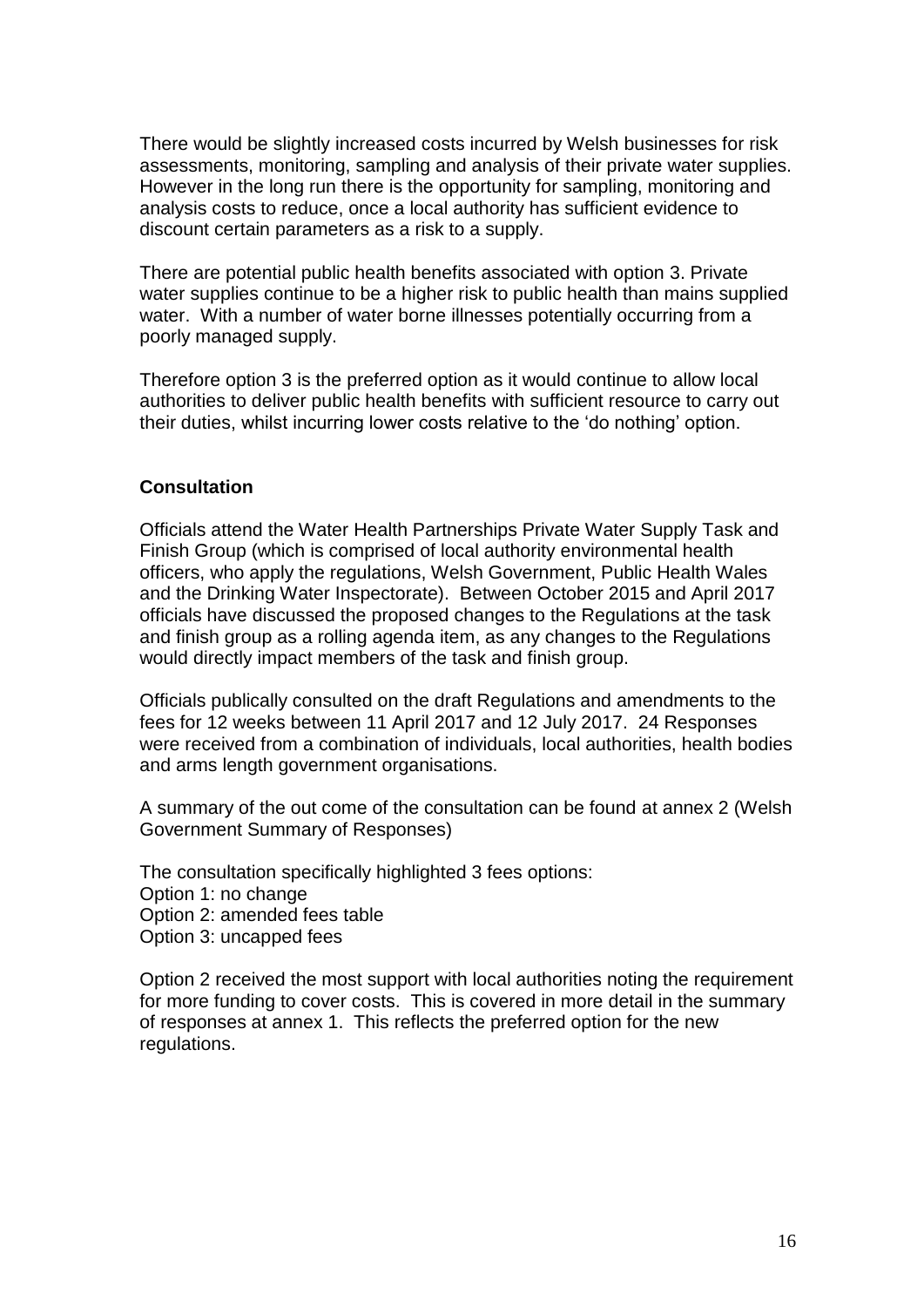There would be slightly increased costs incurred by Welsh businesses for risk assessments, monitoring, sampling and analysis of their private water supplies. However in the long run there is the opportunity for sampling, monitoring and analysis costs to reduce, once a local authority has sufficient evidence to discount certain parameters as a risk to a supply.

There are potential public health benefits associated with option 3. Private water supplies continue to be a higher risk to public health than mains supplied water. With a number of water borne illnesses potentially occurring from a poorly managed supply.

Therefore option 3 is the preferred option as it would continue to allow local authorities to deliver public health benefits with sufficient resource to carry out their duties, whilst incurring lower costs relative to the 'do nothing' option.

**Consultation**

Officials attend the Water Health Partnerships Private Water Supply Task and Finish Group (which is comprised of local authority environmental health officers, who apply the regulations, Welsh Government, Public Health Wales and the Drinking Water Inspectorate). Between October 2015 and April 2017 officials have discussed the proposed changes to the Regulations at the task and finish group as a rolling agenda item, as any changes to the Regulations would directly impact members of the task and finish group.

Officials publically consulted on the draft Regulations and amendments to the fees for 12 weeks between 11 April 2017 and 12 July 2017. 24 Responses were received from a combination of individuals, local authorities, health bodies and arms length government organisations.

A summary of the out come of the consultation can be found at annex 2 (Welsh Government Summary of Responses)

The consultation specifically highlighted 3 fees options:
Option 1: no change
Option 2: amended fees table
Option 3: uncapped fees

Option 2 received the most support with local authorities noting the requirement for more funding to cover costs. This is covered in more detail in the summary of responses at annex 1. This reflects the preferred option for the new regulations.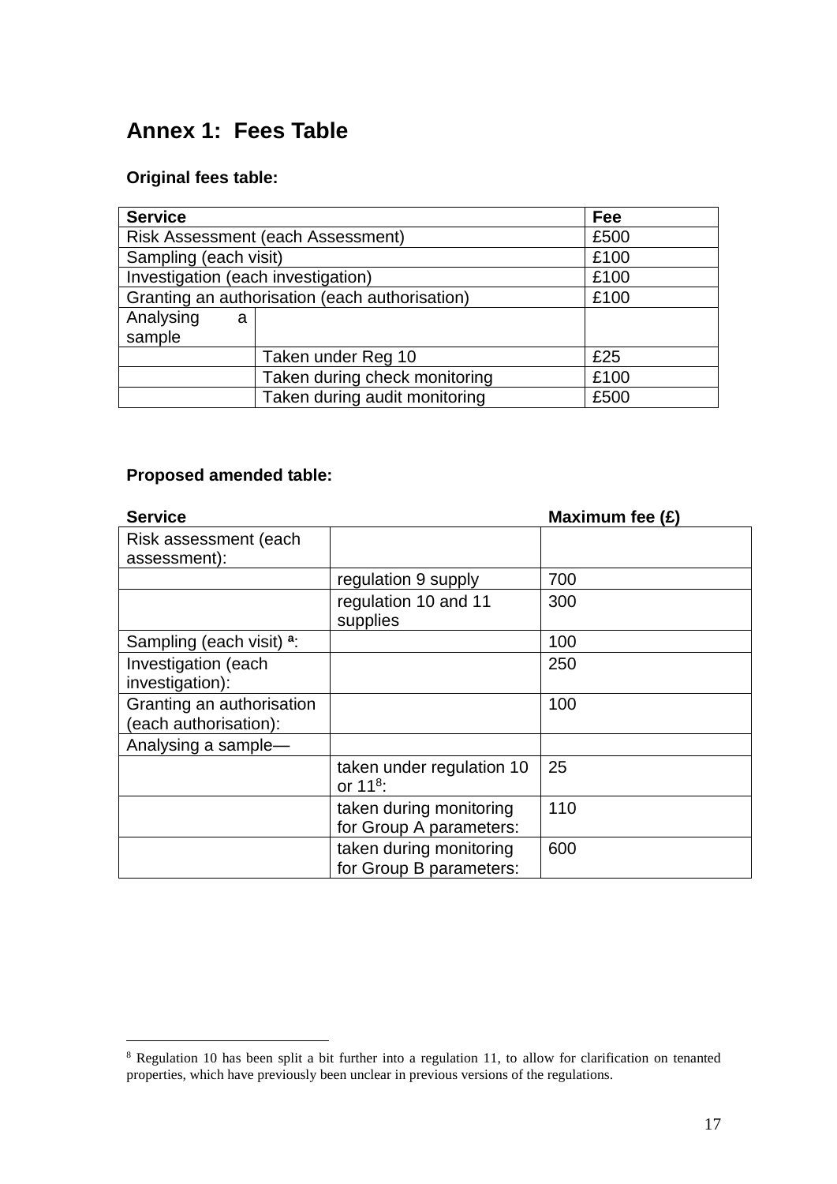## Annex 1: Fees Table

**Original fees table:**

| Service | | Fee |
|---|---|---|
| Risk Assessment (each Assessment) | | £500 |
| Sampling (each visit) | | £100 |
| Investigation (each investigation) | | £100 |
| Granting an authorisation (each authorisation) | | £100 |
| Analysing a sample | | |
| | Taken under Reg 10 | £25 |
| | Taken during check monitoring | £100 |
| | Taken during audit monitoring | £500 |

**Proposed amended table:**

| Service | | Maximum fee (£) |
|---|---|---|
| Risk assessment (each assessment): | | |
| | regulation 9 supply | 700 |
| | regulation 10 and 11 supplies | 300 |
| Sampling (each visit) [a]: | | 100 |
| Investigation (each investigation): | | 250 |
| Granting an authorisation (each authorisation): | | 100 |
| Analysing a sample— | | |
| | taken under regulation 10 or 11[8]: | 25 |
| | taken during monitoring for Group A parameters: | 110 |
| | taken during monitoring for Group B parameters: | 600 |

[8] Regulation 10 has been split a bit further into a regulation 11, to allow for clarification on tenanted properties, which have previously been unclear in previous versions of the regulations.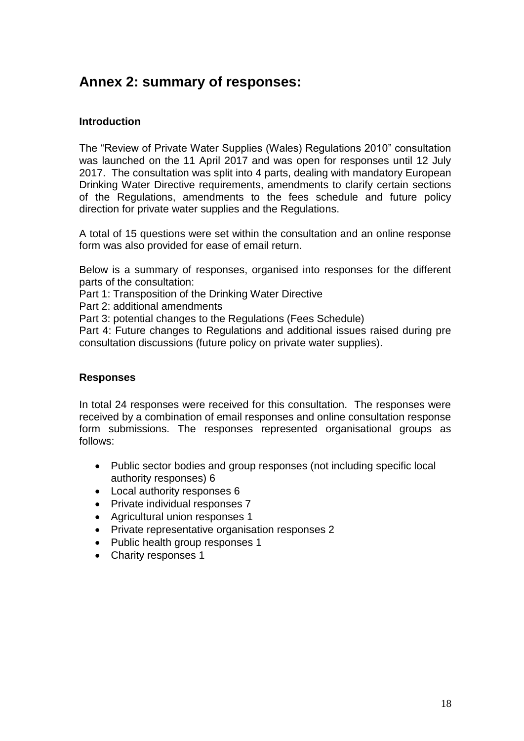## Annex 2: summary of responses:

### Introduction

The "Review of Private Water Supplies (Wales) Regulations 2010" consultation was launched on the 11 April 2017 and was open for responses until 12 July 2017. The consultation was split into 4 parts, dealing with mandatory European Drinking Water Directive requirements, amendments to clarify certain sections of the Regulations, amendments to the fees schedule and future policy direction for private water supplies and the Regulations.

A total of 15 questions were set within the consultation and an online response form was also provided for ease of email return.

Below is a summary of responses, organised into responses for the different parts of the consultation:

Part 1: Transposition of the Drinking Water Directive
Part 2: additional amendments
Part 3: potential changes to the Regulations (Fees Schedule)
Part 4: Future changes to Regulations and additional issues raised during pre consultation discussions (future policy on private water supplies).

### Responses

In total 24 responses were received for this consultation. The responses were received by a combination of email responses and online consultation response form submissions. The responses represented organisational groups as follows:

- Public sector bodies and group responses (not including specific local authority responses) 6
- Local authority responses 6
- Private individual responses 7
- Agricultural union responses 1
- Private representative organisation responses 2
- Public health group responses 1
- Charity responses 1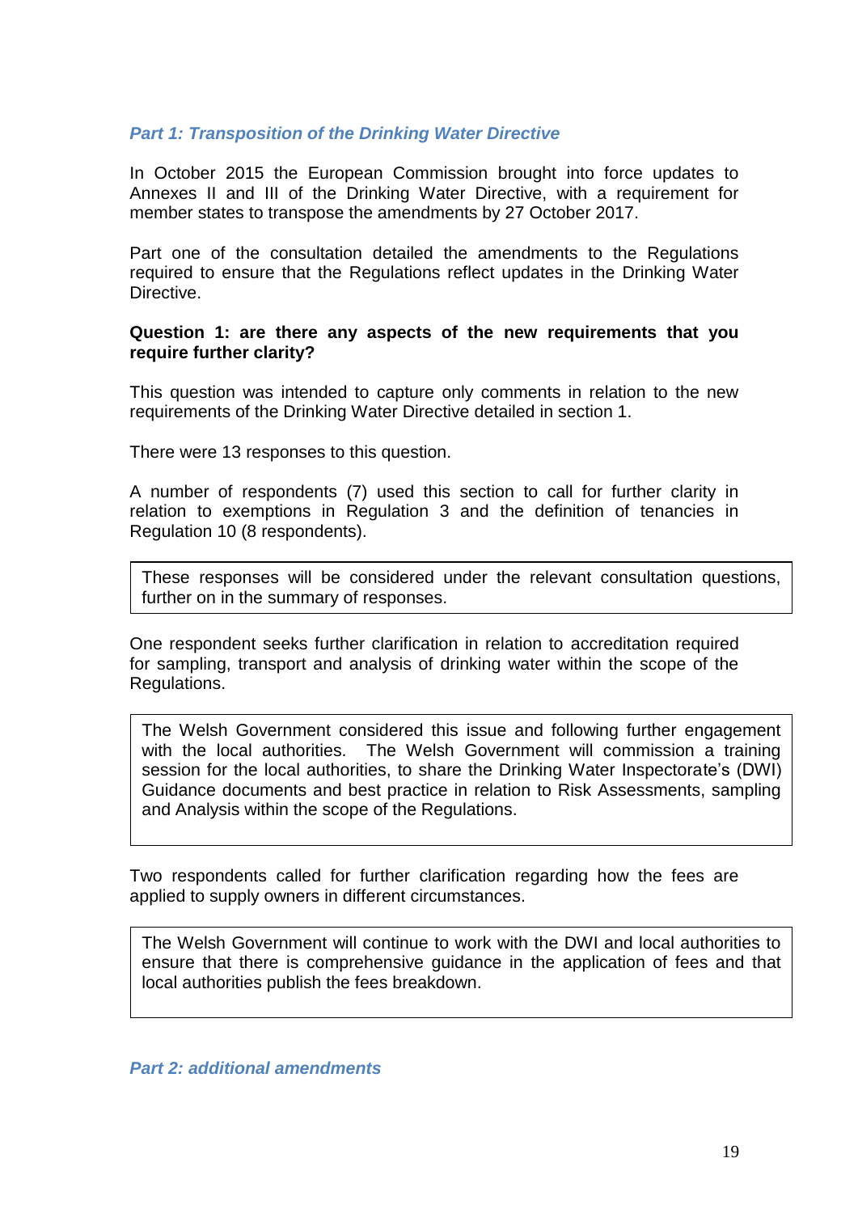### *Part 1: Transposition of the Drinking Water Directive*

In October 2015 the European Commission brought into force updates to Annexes II and III of the Drinking Water Directive, with a requirement for member states to transpose the amendments by 27 October 2017.

Part one of the consultation detailed the amendments to the Regulations required to ensure that the Regulations reflect updates in the Drinking Water Directive.

**Question 1: are there any aspects of the new requirements that you require further clarity?**

This question was intended to capture only comments in relation to the new requirements of the Drinking Water Directive detailed in section 1.

There were 13 responses to this question.

A number of respondents (7) used this section to call for further clarity in relation to exemptions in Regulation 3 and the definition of tenancies in Regulation 10 (8 respondents).

> These responses will be considered under the relevant consultation questions, further on in the summary of responses.

One respondent seeks further clarification in relation to accreditation required for sampling, transport and analysis of drinking water within the scope of the Regulations.

> The Welsh Government considered this issue and following further engagement with the local authorities. The Welsh Government will commission a training session for the local authorities, to share the Drinking Water Inspectorate's (DWI) Guidance documents and best practice in relation to Risk Assessments, sampling and Analysis within the scope of the Regulations.

Two respondents called for further clarification regarding how the fees are applied to supply owners in different circumstances.

> The Welsh Government will continue to work with the DWI and local authorities to ensure that there is comprehensive guidance in the application of fees and that local authorities publish the fees breakdown.

### *Part 2: additional amendments*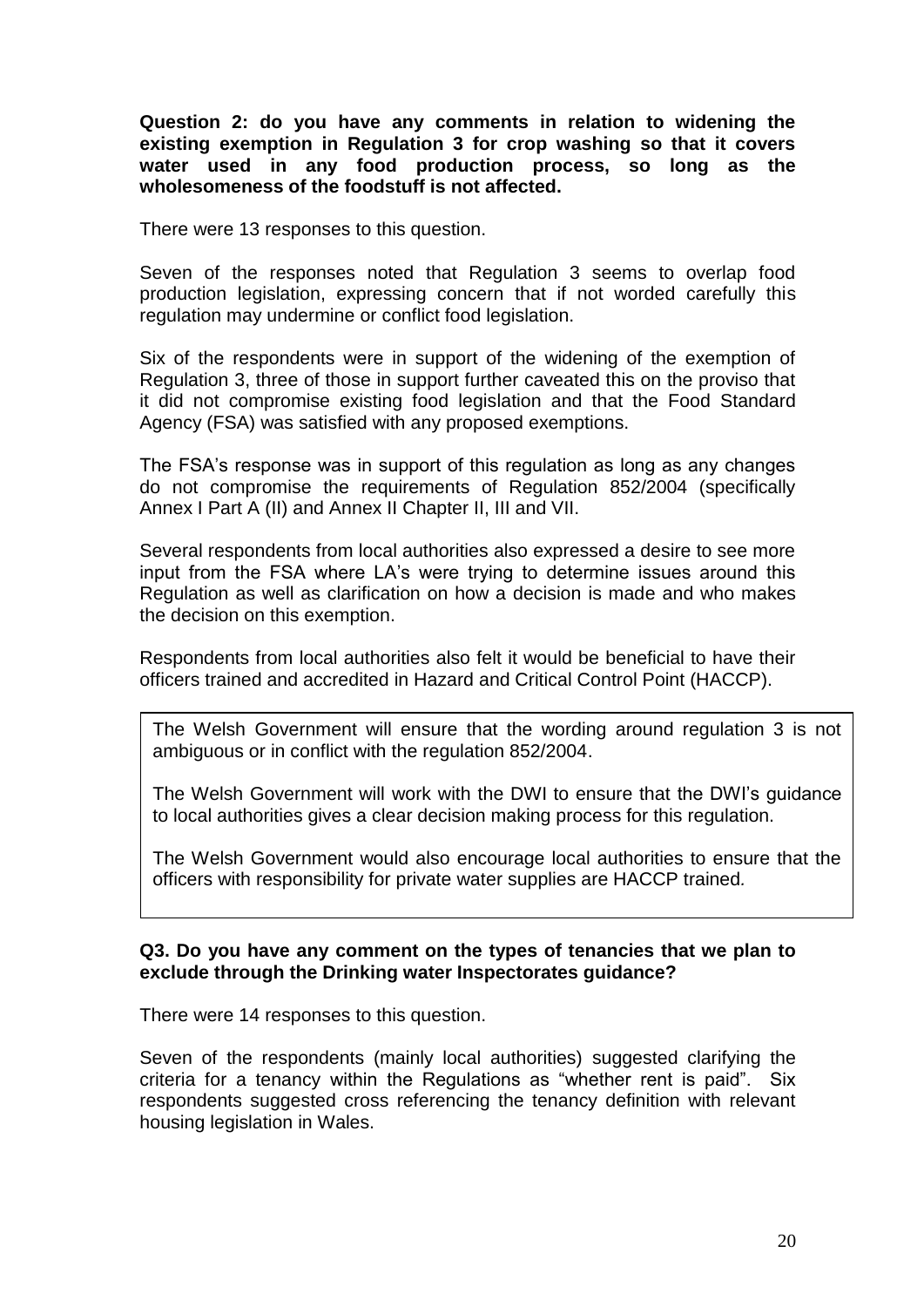**Question 2: do you have any comments in relation to widening the existing exemption in Regulation 3 for crop washing so that it covers water used in any food production process, so long as the wholesomeness of the foodstuff is not affected.**

There were 13 responses to this question.

Seven of the responses noted that Regulation 3 seems to overlap food production legislation, expressing concern that if not worded carefully this regulation may undermine or conflict food legislation.

Six of the respondents were in support of the widening of the exemption of Regulation 3, three of those in support further caveated this on the proviso that it did not compromise existing food legislation and that the Food Standard Agency (FSA) was satisfied with any proposed exemptions.

The FSA's response was in support of this regulation as long as any changes do not compromise the requirements of Regulation 852/2004 (specifically Annex I Part A (II) and Annex II Chapter II, III and VII.

Several respondents from local authorities also expressed a desire to see more input from the FSA where LA's were trying to determine issues around this Regulation as well as clarification on how a decision is made and who makes the decision on this exemption.

Respondents from local authorities also felt it would be beneficial to have their officers trained and accredited in Hazard and Critical Control Point (HACCP).

> The Welsh Government will ensure that the wording around regulation 3 is not ambiguous or in conflict with the regulation 852/2004.
>
> The Welsh Government will work with the DWI to ensure that the DWI's guidance to local authorities gives a clear decision making process for this regulation.
>
> The Welsh Government would also encourage local authorities to ensure that the officers with responsibility for private water supplies are HACCP trained.

**Q3. Do you have any comment on the types of tenancies that we plan to exclude through the Drinking water Inspectorates guidance?**

There were 14 responses to this question.

Seven of the respondents (mainly local authorities) suggested clarifying the criteria for a tenancy within the Regulations as "whether rent is paid". Six respondents suggested cross referencing the tenancy definition with relevant housing legislation in Wales.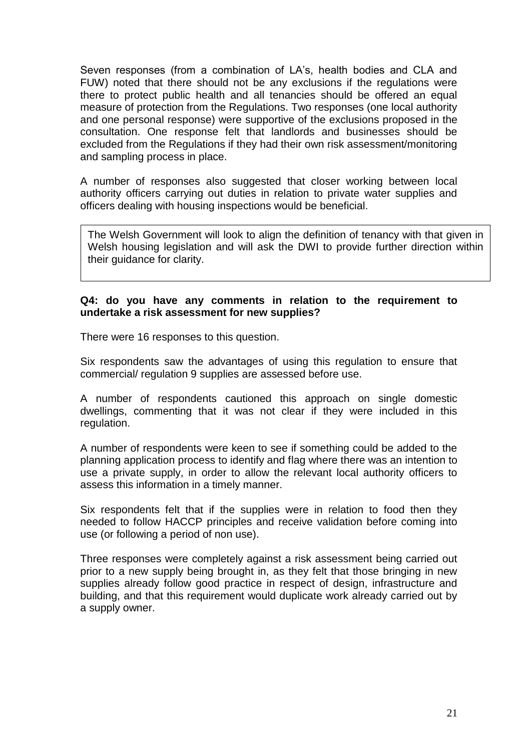Seven responses (from a combination of LA's, health bodies and CLA and FUW) noted that there should not be any exclusions if the regulations were there to protect public health and all tenancies should be offered an equal measure of protection from the Regulations. Two responses (one local authority and one personal response) were supportive of the exclusions proposed in the consultation. One response felt that landlords and businesses should be excluded from the Regulations if they had their own risk assessment/monitoring and sampling process in place.

A number of responses also suggested that closer working between local authority officers carrying out duties in relation to private water supplies and officers dealing with housing inspections would be beneficial.

> The Welsh Government will look to align the definition of tenancy with that given in Welsh housing legislation and will ask the DWI to provide further direction within their guidance for clarity.

**Q4: do you have any comments in relation to the requirement to undertake a risk assessment for new supplies?**

There were 16 responses to this question.

Six respondents saw the advantages of using this regulation to ensure that commercial/ regulation 9 supplies are assessed before use.

A number of respondents cautioned this approach on single domestic dwellings, commenting that it was not clear if they were included in this regulation.

A number of respondents were keen to see if something could be added to the planning application process to identify and flag where there was an intention to use a private supply, in order to allow the relevant local authority officers to assess this information in a timely manner.

Six respondents felt that if the supplies were in relation to food then they needed to follow HACCP principles and receive validation before coming into use (or following a period of non use).

Three responses were completely against a risk assessment being carried out prior to a new supply being brought in, as they felt that those bringing in new supplies already follow good practice in respect of design, infrastructure and building, and that this requirement would duplicate work already carried out by a supply owner.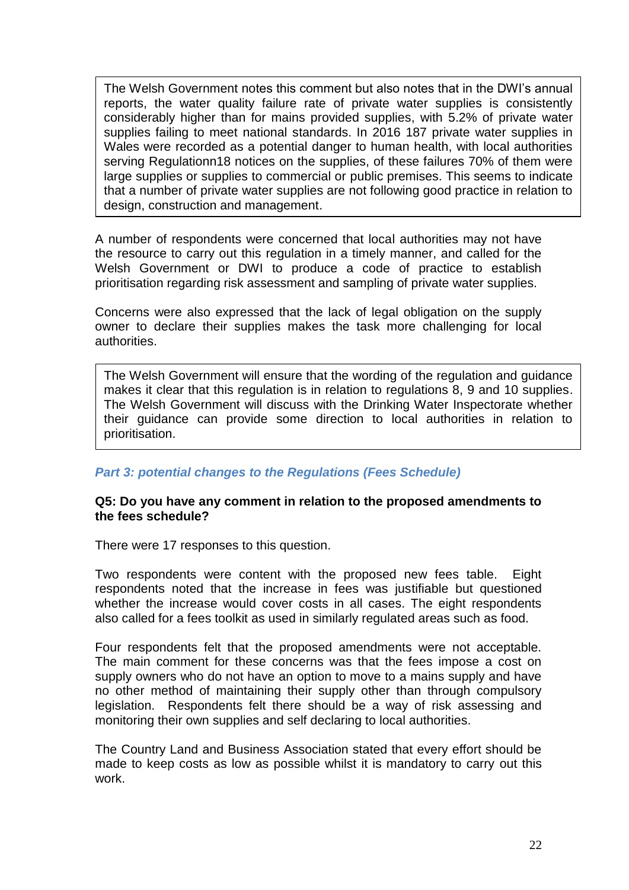> The Welsh Government notes this comment but also notes that in the DWI's annual reports, the water quality failure rate of private water supplies is consistently considerably higher than for mains provided supplies, with 5.2% of private water supplies failing to meet national standards. In 2016 187 private water supplies in Wales were recorded as a potential danger to human health, with local authorities serving Regulationn18 notices on the supplies, of these failures 70% of them were large supplies or supplies to commercial or public premises. This seems to indicate that a number of private water supplies are not following good practice in relation to design, construction and management.

A number of respondents were concerned that local authorities may not have the resource to carry out this regulation in a timely manner, and called for the Welsh Government or DWI to produce a code of practice to establish prioritisation regarding risk assessment and sampling of private water supplies.

Concerns were also expressed that the lack of legal obligation on the supply owner to declare their supplies makes the task more challenging for local authorities.

> The Welsh Government will ensure that the wording of the regulation and guidance makes it clear that this regulation is in relation to regulations 8, 9 and 10 supplies. The Welsh Government will discuss with the Drinking Water Inspectorate whether their guidance can provide some direction to local authorities in relation to prioritisation.

### *Part 3: potential changes to the Regulations (Fees Schedule)*

**Q5: Do you have any comment in relation to the proposed amendments to the fees schedule?**

There were 17 responses to this question.

Two respondents were content with the proposed new fees table. Eight respondents noted that the increase in fees was justifiable but questioned whether the increase would cover costs in all cases. The eight respondents also called for a fees toolkit as used in similarly regulated areas such as food.

Four respondents felt that the proposed amendments were not acceptable. The main comment for these concerns was that the fees impose a cost on supply owners who do not have an option to move to a mains supply and have no other method of maintaining their supply other than through compulsory legislation. Respondents felt there should be a way of risk assessing and monitoring their own supplies and self declaring to local authorities.

The Country Land and Business Association stated that every effort should be made to keep costs as low as possible whilst it is mandatory to carry out this work.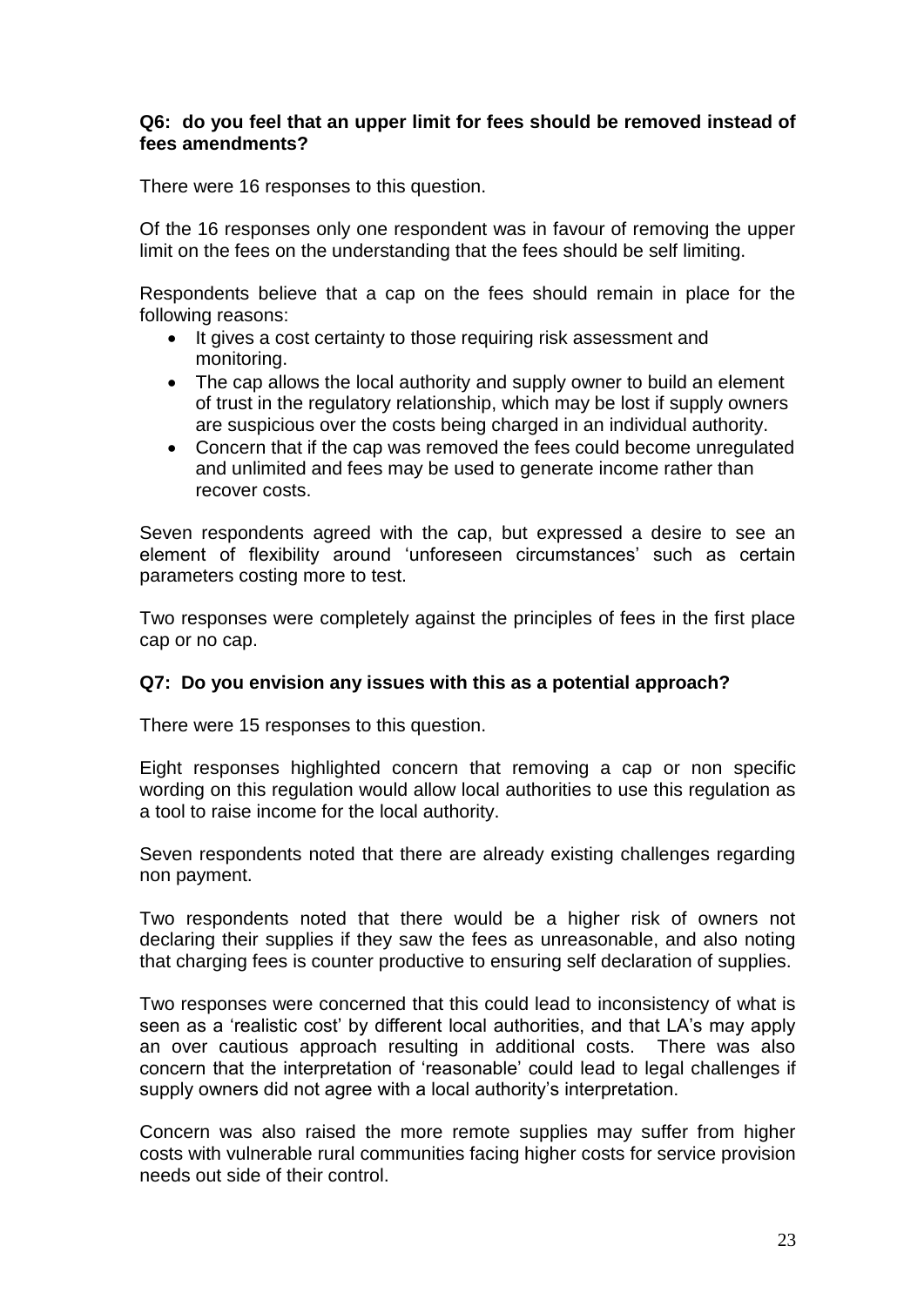**Q6: do you feel that an upper limit for fees should be removed instead of fees amendments?**

There were 16 responses to this question.

Of the 16 responses only one respondent was in favour of removing the upper limit on the fees on the understanding that the fees should be self limiting.

Respondents believe that a cap on the fees should remain in place for the following reasons:

- It gives a cost certainty to those requiring risk assessment and monitoring.
- The cap allows the local authority and supply owner to build an element of trust in the regulatory relationship, which may be lost if supply owners are suspicious over the costs being charged in an individual authority.
- Concern that if the cap was removed the fees could become unregulated and unlimited and fees may be used to generate income rather than recover costs.

Seven respondents agreed with the cap, but expressed a desire to see an element of flexibility around 'unforeseen circumstances' such as certain parameters costing more to test.

Two responses were completely against the principles of fees in the first place cap or no cap.

**Q7: Do you envision any issues with this as a potential approach?**

There were 15 responses to this question.

Eight responses highlighted concern that removing a cap or non specific wording on this regulation would allow local authorities to use this regulation as a tool to raise income for the local authority.

Seven respondents noted that there are already existing challenges regarding non payment.

Two respondents noted that there would be a higher risk of owners not declaring their supplies if they saw the fees as unreasonable, and also noting that charging fees is counter productive to ensuring self declaration of supplies.

Two responses were concerned that this could lead to inconsistency of what is seen as a 'realistic cost' by different local authorities, and that LA's may apply an over cautious approach resulting in additional costs. There was also concern that the interpretation of 'reasonable' could lead to legal challenges if supply owners did not agree with a local authority's interpretation.

Concern was also raised the more remote supplies may suffer from higher costs with vulnerable rural communities facing higher costs for service provision needs out side of their control.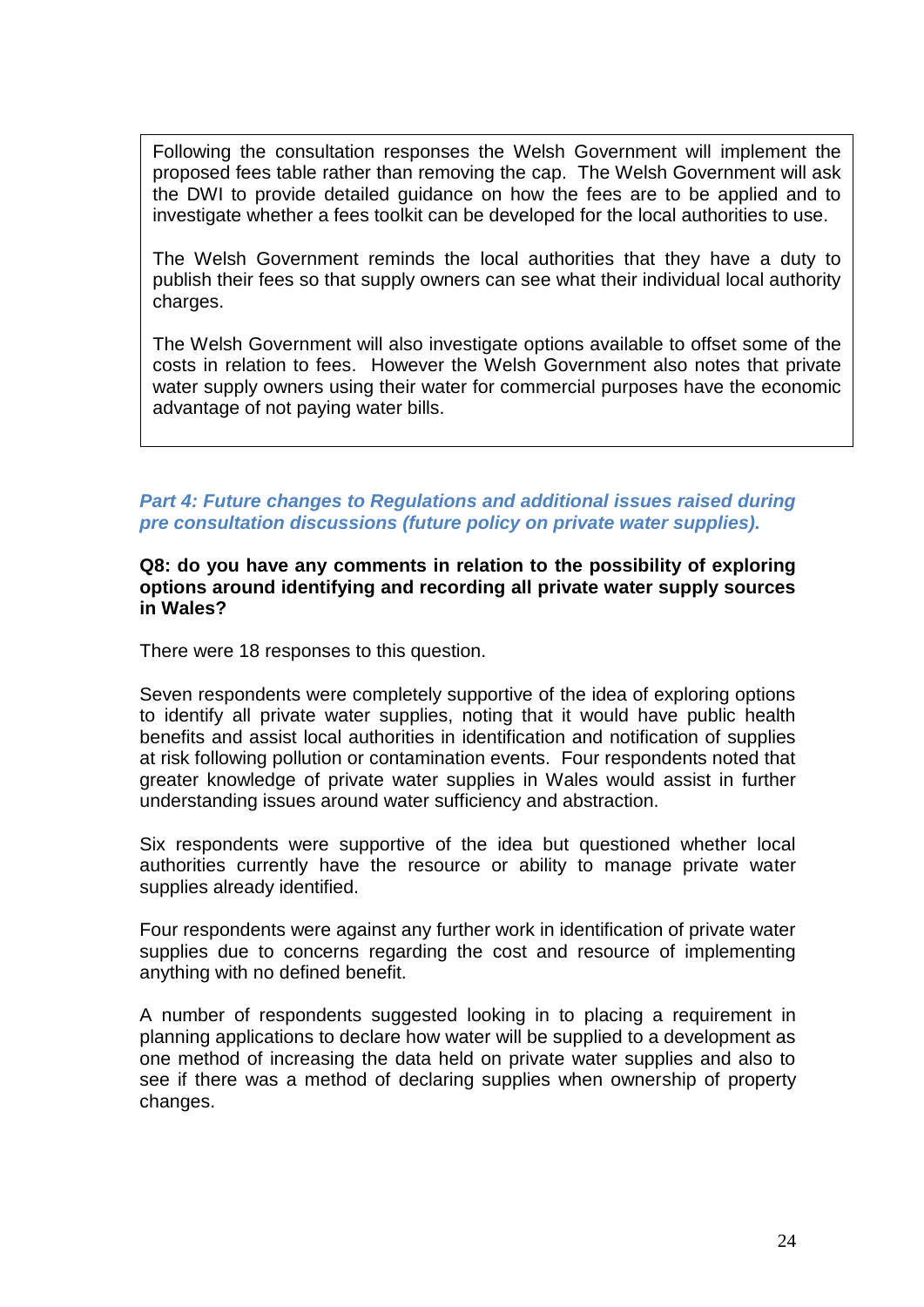> Following the consultation responses the Welsh Government will implement the proposed fees table rather than removing the cap. The Welsh Government will ask the DWI to provide detailed guidance on how the fees are to be applied and to investigate whether a fees toolkit can be developed for the local authorities to use.
>
> The Welsh Government reminds the local authorities that they have a duty to publish their fees so that supply owners can see what their individual local authority charges.
>
> The Welsh Government will also investigate options available to offset some of the costs in relation to fees. However the Welsh Government also notes that private water supply owners using their water for commercial purposes have the economic advantage of not paying water bills.

### *Part 4: Future changes to Regulations and additional issues raised during pre consultation discussions (future policy on private water supplies).*

**Q8: do you have any comments in relation to the possibility of exploring options around identifying and recording all private water supply sources in Wales?**

There were 18 responses to this question.

Seven respondents were completely supportive of the idea of exploring options to identify all private water supplies, noting that it would have public health benefits and assist local authorities in identification and notification of supplies at risk following pollution or contamination events. Four respondents noted that greater knowledge of private water supplies in Wales would assist in further understanding issues around water sufficiency and abstraction.

Six respondents were supportive of the idea but questioned whether local authorities currently have the resource or ability to manage private water supplies already identified.

Four respondents were against any further work in identification of private water supplies due to concerns regarding the cost and resource of implementing anything with no defined benefit.

A number of respondents suggested looking in to placing a requirement in planning applications to declare how water will be supplied to a development as one method of increasing the data held on private water supplies and also to see if there was a method of declaring supplies when ownership of property changes.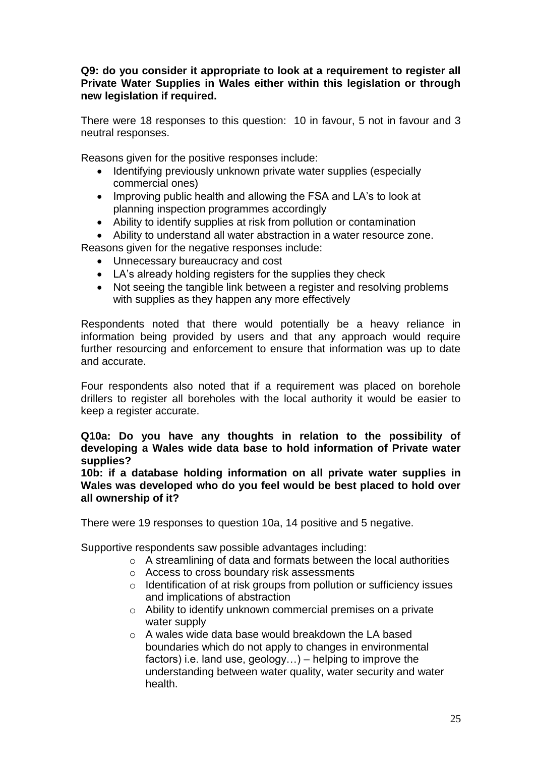**Q9: do you consider it appropriate to look at a requirement to register all Private Water Supplies in Wales either within this legislation or through new legislation if required.**

There were 18 responses to this question: 10 in favour, 5 not in favour and 3 neutral responses.

Reasons given for the positive responses include:

- Identifying previously unknown private water supplies (especially commercial ones)
- Improving public health and allowing the FSA and LA's to look at planning inspection programmes accordingly
- Ability to identify supplies at risk from pollution or contamination
- Ability to understand all water abstraction in a water resource zone.

Reasons given for the negative responses include:

- Unnecessary bureaucracy and cost
- LA's already holding registers for the supplies they check
- Not seeing the tangible link between a register and resolving problems with supplies as they happen any more effectively

Respondents noted that there would potentially be a heavy reliance in information being provided by users and that any approach would require further resourcing and enforcement to ensure that information was up to date and accurate.

Four respondents also noted that if a requirement was placed on borehole drillers to register all boreholes with the local authority it would be easier to keep a register accurate.

**Q10a: Do you have any thoughts in relation to the possibility of developing a Wales wide data base to hold information of Private water supplies?**

**10b: if a database holding information on all private water supplies in Wales was developed who do you feel would be best placed to hold over all ownership of it?**

There were 19 responses to question 10a, 14 positive and 5 negative.

Supportive respondents saw possible advantages including:

- A streamlining of data and formats between the local authorities
- Access to cross boundary risk assessments
- Identification of at risk groups from pollution or sufficiency issues and implications of abstraction
- Ability to identify unknown commercial premises on a private water supply
- A wales wide data base would breakdown the LA based boundaries which do not apply to changes in environmental factors) i.e. land use, geology…) – helping to improve the understanding between water quality, water security and water health.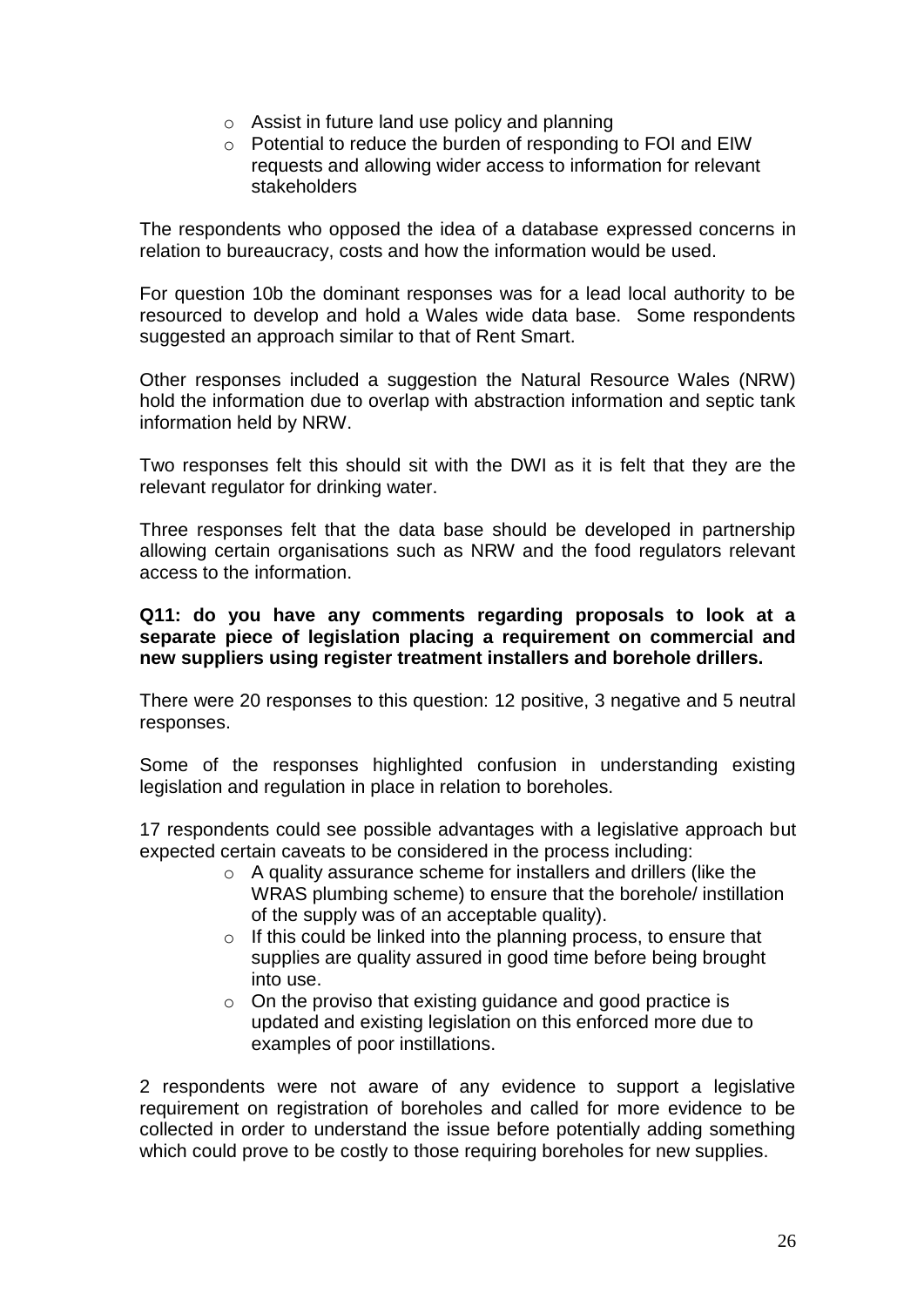- Assist in future land use policy and planning
- Potential to reduce the burden of responding to FOI and EIW requests and allowing wider access to information for relevant stakeholders

The respondents who opposed the idea of a database expressed concerns in relation to bureaucracy, costs and how the information would be used.

For question 10b the dominant responses was for a lead local authority to be resourced to develop and hold a Wales wide data base. Some respondents suggested an approach similar to that of Rent Smart.

Other responses included a suggestion the Natural Resource Wales (NRW) hold the information due to overlap with abstraction information and septic tank information held by NRW.

Two responses felt this should sit with the DWI as it is felt that they are the relevant regulator for drinking water.

Three responses felt that the data base should be developed in partnership allowing certain organisations such as NRW and the food regulators relevant access to the information.

**Q11: do you have any comments regarding proposals to look at a separate piece of legislation placing a requirement on commercial and new suppliers using register treatment installers and borehole drillers.**

There were 20 responses to this question: 12 positive, 3 negative and 5 neutral responses.

Some of the responses highlighted confusion in understanding existing legislation and regulation in place in relation to boreholes.

17 respondents could see possible advantages with a legislative approach but expected certain caveats to be considered in the process including:

- A quality assurance scheme for installers and drillers (like the WRAS plumbing scheme) to ensure that the borehole/ instillation of the supply was of an acceptable quality).
- If this could be linked into the planning process, to ensure that supplies are quality assured in good time before being brought into use.
- On the proviso that existing guidance and good practice is updated and existing legislation on this enforced more due to examples of poor instillations.

2 respondents were not aware of any evidence to support a legislative requirement on registration of boreholes and called for more evidence to be collected in order to understand the issue before potentially adding something which could prove to be costly to those requiring boreholes for new supplies.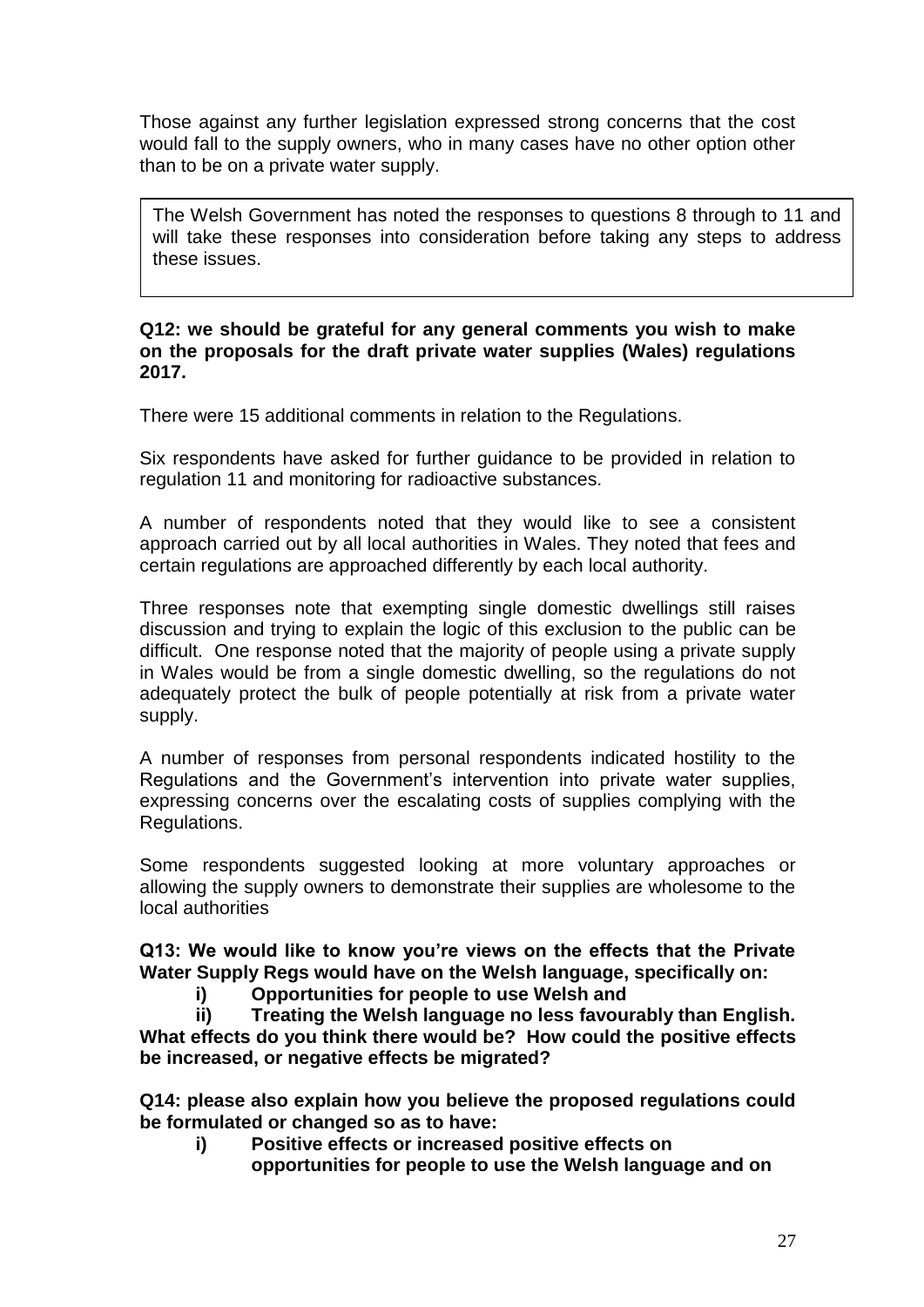Those against any further legislation expressed strong concerns that the cost would fall to the supply owners, who in many cases have no other option other than to be on a private water supply.

> The Welsh Government has noted the responses to questions 8 through to 11 and will take these responses into consideration before taking any steps to address these issues.

**Q12: we should be grateful for any general comments you wish to make on the proposals for the draft private water supplies (Wales) regulations 2017.**

There were 15 additional comments in relation to the Regulations.

Six respondents have asked for further guidance to be provided in relation to regulation 11 and monitoring for radioactive substances.

A number of respondents noted that they would like to see a consistent approach carried out by all local authorities in Wales. They noted that fees and certain regulations are approached differently by each local authority.

Three responses note that exempting single domestic dwellings still raises discussion and trying to explain the logic of this exclusion to the public can be difficult. One response noted that the majority of people using a private supply in Wales would be from a single domestic dwelling, so the regulations do not adequately protect the bulk of people potentially at risk from a private water supply.

A number of responses from personal respondents indicated hostility to the Regulations and the Government's intervention into private water supplies, expressing concerns over the escalating costs of supplies complying with the Regulations.

Some respondents suggested looking at more voluntary approaches or allowing the supply owners to demonstrate their supplies are wholesome to the local authorities

**Q13: We would like to know you're views on the effects that the Private Water Supply Regs would have on the Welsh language, specifically on:**

**i) Opportunities for people to use Welsh and**

**ii) Treating the Welsh language no less favourably than English.**

**What effects do you think there would be? How could the positive effects be increased, or negative effects be migrated?**

**Q14: please also explain how you believe the proposed regulations could be formulated or changed so as to have:**

**i) Positive effects or increased positive effects on opportunities for people to use the Welsh language and on**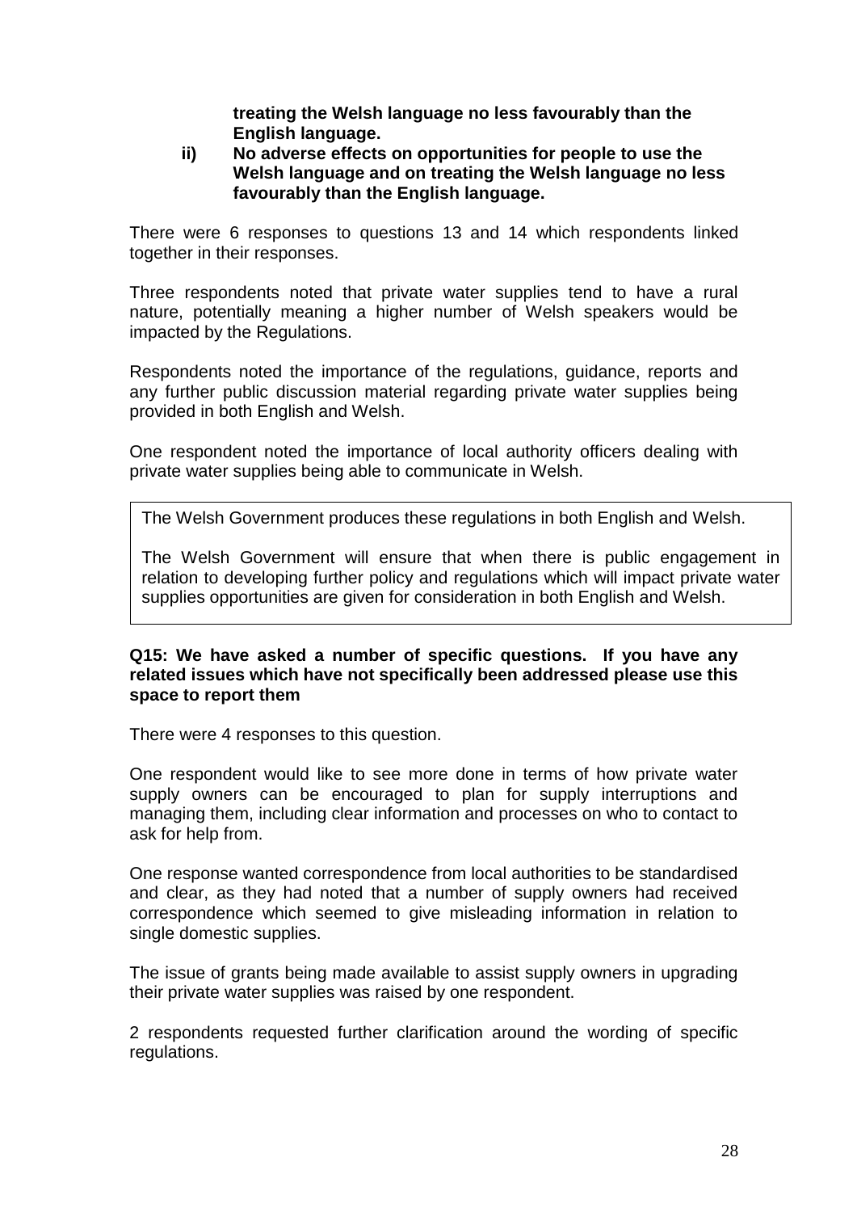**treating the Welsh language no less favourably than the English language.**

**ii) No adverse effects on opportunities for people to use the Welsh language and on treating the Welsh language no less favourably than the English language.**

There were 6 responses to questions 13 and 14 which respondents linked together in their responses.

Three respondents noted that private water supplies tend to have a rural nature, potentially meaning a higher number of Welsh speakers would be impacted by the Regulations.

Respondents noted the importance of the regulations, guidance, reports and any further public discussion material regarding private water supplies being provided in both English and Welsh.

One respondent noted the importance of local authority officers dealing with private water supplies being able to communicate in Welsh.

> The Welsh Government produces these regulations in both English and Welsh.
>
> The Welsh Government will ensure that when there is public engagement in relation to developing further policy and regulations which will impact private water supplies opportunities are given for consideration in both English and Welsh.

**Q15: We have asked a number of specific questions. If you have any related issues which have not specifically been addressed please use this space to report them**

There were 4 responses to this question.

One respondent would like to see more done in terms of how private water supply owners can be encouraged to plan for supply interruptions and managing them, including clear information and processes on who to contact to ask for help from.

One response wanted correspondence from local authorities to be standardised and clear, as they had noted that a number of supply owners had received correspondence which seemed to give misleading information in relation to single domestic supplies.

The issue of grants being made available to assist supply owners in upgrading their private water supplies was raised by one respondent.

2 respondents requested further clarification around the wording of specific regulations.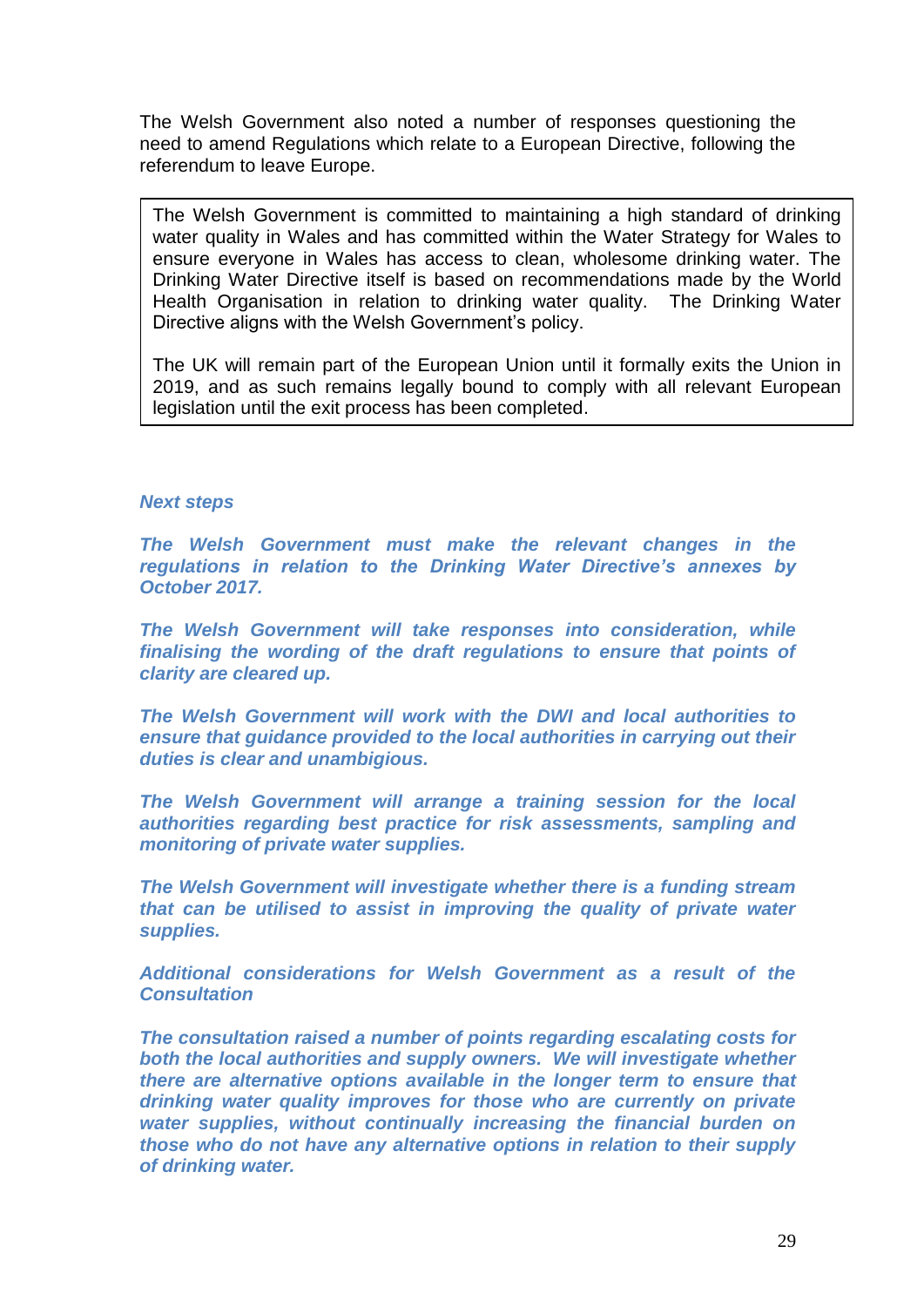The Welsh Government also noted a number of responses questioning the need to amend Regulations which relate to a European Directive, following the referendum to leave Europe.

> The Welsh Government is committed to maintaining a high standard of drinking water quality in Wales and has committed within the Water Strategy for Wales to ensure everyone in Wales has access to clean, wholesome drinking water. The Drinking Water Directive itself is based on recommendations made by the World Health Organisation in relation to drinking water quality. The Drinking Water Directive aligns with the Welsh Government's policy.
>
> The UK will remain part of the European Union until it formally exits the Union in 2019, and as such remains legally bound to comply with all relevant European legislation until the exit process has been completed.

***Next steps***

***The Welsh Government must make the relevant changes in the regulations in relation to the Drinking Water Directive's annexes by October 2017.***

***The Welsh Government will take responses into consideration, while finalising the wording of the draft regulations to ensure that points of clarity are cleared up.***

***The Welsh Government will work with the DWI and local authorities to ensure that guidance provided to the local authorities in carrying out their duties is clear and unambigious.***

***The Welsh Government will arrange a training session for the local authorities regarding best practice for risk assessments, sampling and monitoring of private water supplies.***

***The Welsh Government will investigate whether there is a funding stream that can be utilised to assist in improving the quality of private water supplies.***

***Additional considerations for Welsh Government as a result of the Consultation***

***The consultation raised a number of points regarding escalating costs for both the local authorities and supply owners. We will investigate whether there are alternative options available in the longer term to ensure that drinking water quality improves for those who are currently on private water supplies, without continually increasing the financial burden on those who do not have any alternative options in relation to their supply of drinking water.***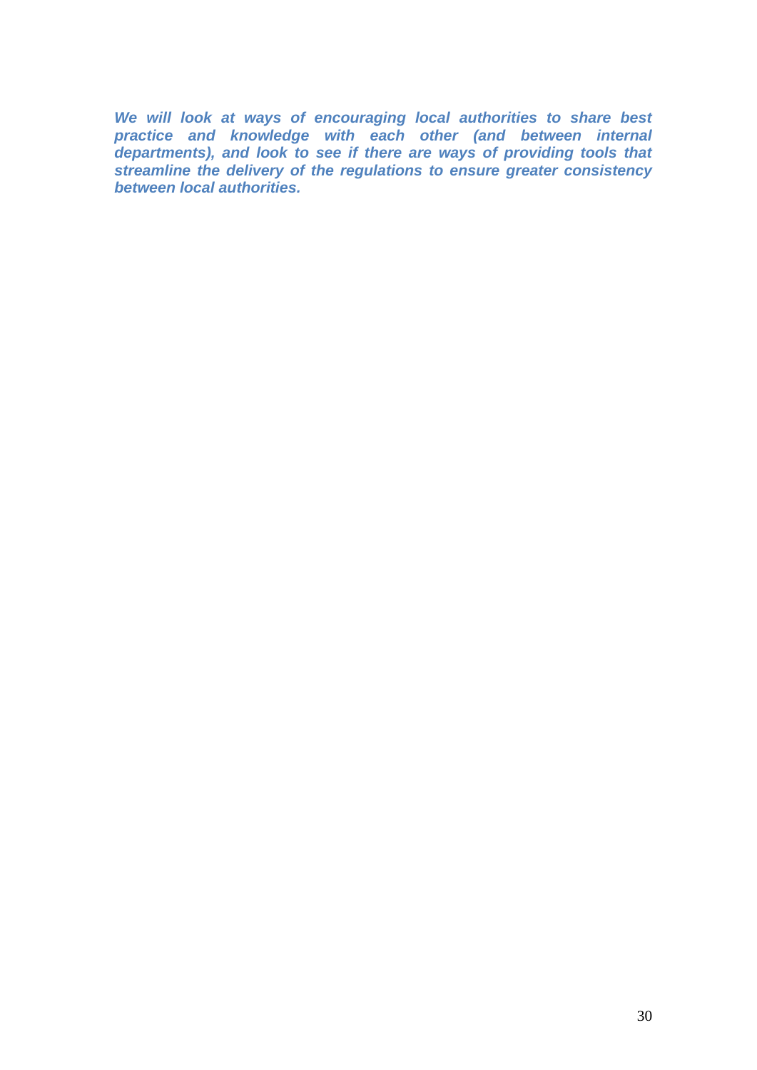***We will look at ways of encouraging local authorities to share best practice and knowledge with each other (and between internal departments), and look to see if there are ways of providing tools that streamline the delivery of the regulations to ensure greater consistency between local authorities.***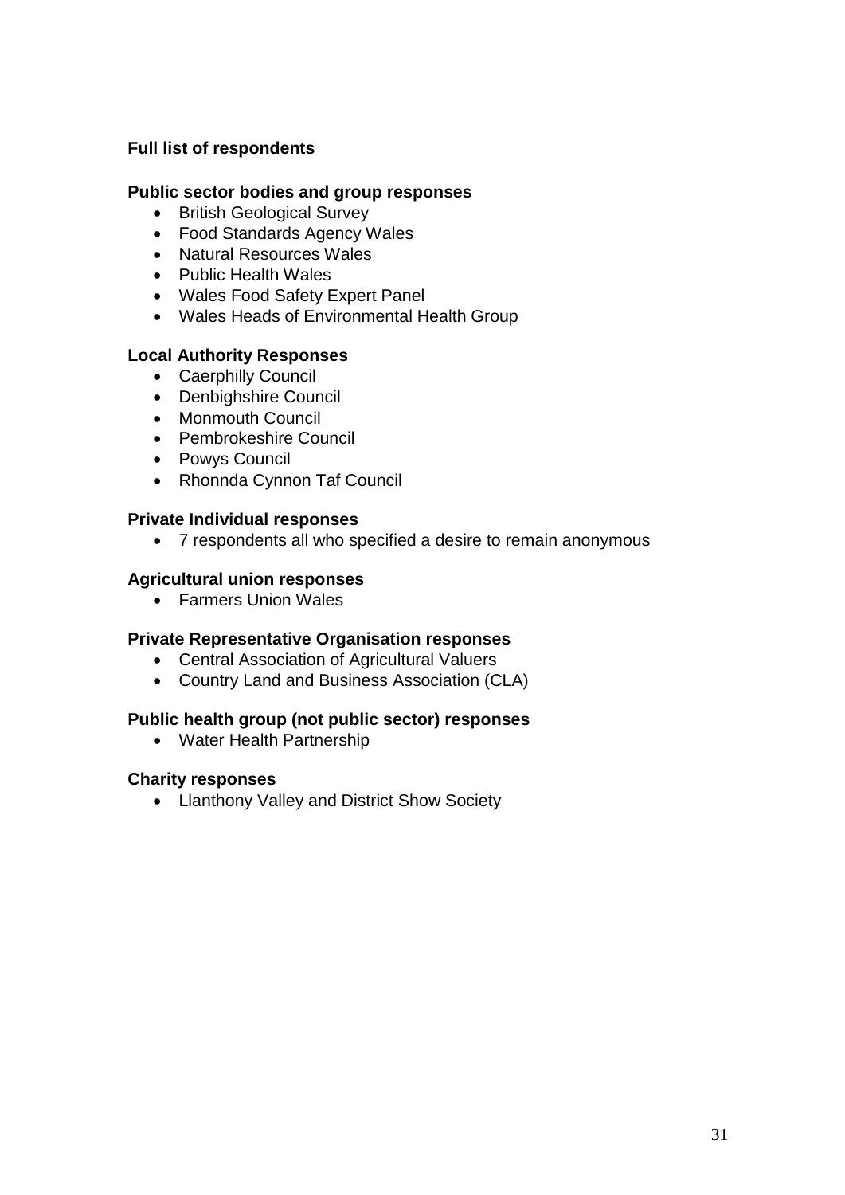## Full list of respondents

### Public sector bodies and group responses

- British Geological Survey
- Food Standards Agency Wales
- Natural Resources Wales
- Public Health Wales
- Wales Food Safety Expert Panel
- Wales Heads of Environmental Health Group

### Local Authority Responses

- Caerphilly Council
- Denbighshire Council
- Monmouth Council
- Pembrokeshire Council
- Powys Council
- Rhonnda Cynnon Taf Council

### Private Individual responses

- 7 respondents all who specified a desire to remain anonymous

### Agricultural union responses

- Farmers Union Wales

### Private Representative Organisation responses

- Central Association of Agricultural Valuers
- Country Land and Business Association (CLA)

### Public health group (not public sector) responses

- Water Health Partnership

### Charity responses

- Llanthony Valley and District Show Society